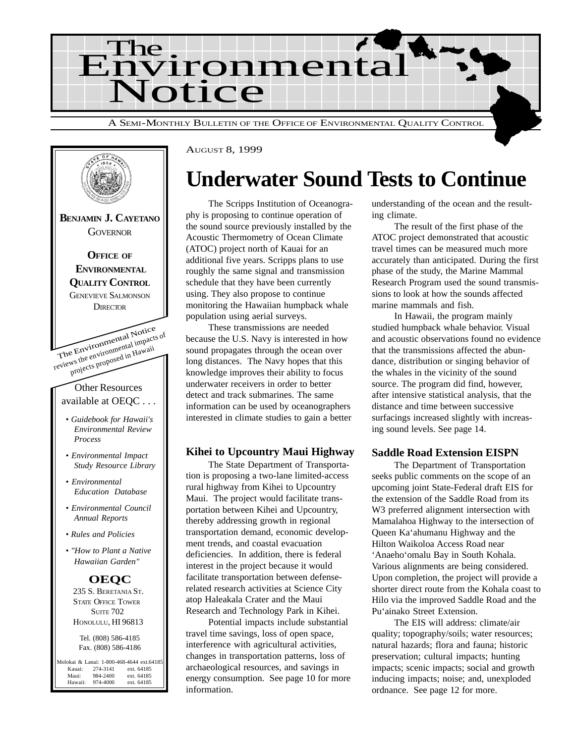# The Environmental Notice

A SEMI-MONTHLY BULLETIN OF THE OFFICE OF ENVIRONMENTAL QUALITY CONTROL

**BENJAMIN J. CAYETANO**
GOVERNOR

**OFFICE OF ENVIRONMENTAL QUALITY CONTROL**
GENEVIEVE SALMONSON
DIRECTOR

The Environmental Notice reviews the environmental impacts of projects proposed in Hawaii

Other Resources available at OEQC . . .

- *Guidebook for Hawaii's Environmental Review Process*
- *Environmental Impact Study Resource Library*
- *Environmental Education Database*
- *Environmental Council Annual Reports*
- *Rules and Policies*
- *"How to Plant a Native Hawaiian Garden"*

**OEQC**
235 S. BERETANIA ST.
STATE OFFICE TOWER
SUITE 702
HONOLULU, HI 96813

Tel. (808) 586-4185
Fax. (808) 586-4186

Molokai & Lanai: 1-800-468-4644 ext.64185
Kauai: 274-3141 ext. 64185
Maui: 984-2400 ext. 64185
Hawaii: 974-4000 ext. 64185

AUGUST 8, 1999

# Underwater Sound Tests to Continue

The Scripps Institution of Oceanography is proposing to continue operation of the sound source previously installed by the Acoustic Thermometry of Ocean Climate (ATOC) project north of Kauai for an additional five years. Scripps plans to use roughly the same signal and transmission schedule that they have been currently using. They also propose to continue monitoring the Hawaiian humpback whale population using aerial surveys.

These transmissions are needed because the U.S. Navy is interested in how sound propagates through the ocean over long distances. The Navy hopes that this knowledge improves their ability to focus underwater receivers in order to better detect and track submarines. The same information can be used by oceanographers interested in climate studies to gain a better understanding of the ocean and the resulting climate.

The result of the first phase of the ATOC project demonstrated that acoustic travel times can be measured much more accurately than anticipated. During the first phase of the study, the Marine Mammal Research Program used the sound transmissions to look at how the sounds affected marine mammals and fish.

In Hawaii, the program mainly studied humpback whale behavior. Visual and acoustic observations found no evidence that the transmissions affected the abundance, distribution or singing behavior of the whales in the vicinity of the sound source. The program did find, however, after intensive statistical analysis, that the distance and time between successive surfacings increased slightly with increasing sound levels. See page 14.

## Kihei to Upcountry Maui Highway

The State Department of Transportation is proposing a two-lane limited-access rural highway from Kihei to Upcountry Maui. The project would facilitate transportation between Kihei and Upcountry, thereby addressing growth in regional transportation demand, economic development trends, and coastal evacuation deficiencies. In addition, there is federal interest in the project because it would facilitate transportation between defense-related research activities at Science City atop Haleakala Crater and the Maui Research and Technology Park in Kihei.

Potential impacts include substantial travel time savings, loss of open space, interference with agricultural activities, changes in transportation patterns, loss of archaeological resources, and savings in energy consumption. See page 10 for more information.

## Saddle Road Extension EISPN

The Department of Transportation seeks public comments on the scope of an upcoming joint State-Federal draft EIS for the extension of the Saddle Road from its W3 preferred alignment intersection with Mamalahoa Highway to the intersection of Queen Ka‘ahumanu Highway and the Hilton Waikoloa Access Road near ‘Anaeho‘omalu Bay in South Kohala. Various alignments are being considered. Upon completion, the project will provide a shorter direct route from the Kohala coast to Hilo via the improved Saddle Road and the Pu‘ainako Street Extension.

The EIS will address: climate/air quality; topography/soils; water resources; natural hazards; flora and fauna; historic preservation; cultural impacts; hunting impacts; scenic impacts; social and growth inducing impacts; noise; and, unexploded ordnance. See page 12 for more.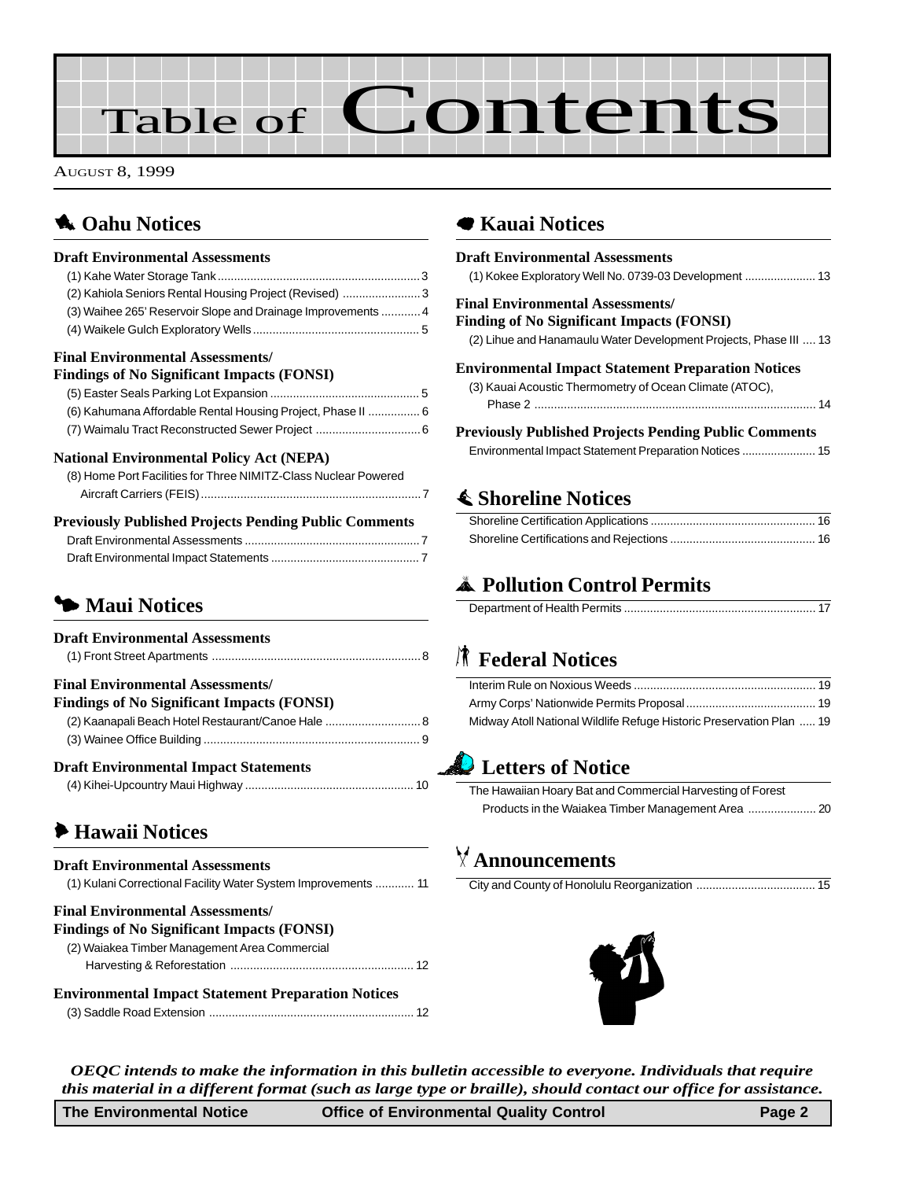# Table of Contents

AUGUST 8, 1999

## Oahu Notices

### Draft Environmental Assessments

(1) Kahe Water Storage Tank .......... 3
(2) Kahiola Seniors Rental Housing Project (Revised) .......... 3
(3) Waihee 265' Reservoir Slope and Drainage Improvements .......... 4
(4) Waikele Gulch Exploratory Wells .......... 5

### Final Environmental Assessments/ Findings of No Significant Impacts (FONSI)

(5) Easter Seals Parking Lot Expansion .......... 5
(6) Kahumana Affordable Rental Housing Project, Phase II .......... 6
(7) Waimalu Tract Reconstructed Sewer Project .......... 6

### National Environmental Policy Act (NEPA)

(8) Home Port Facilities for Three NIMITZ-Class Nuclear Powered Aircraft Carriers (FEIS) .......... 7

### Previously Published Projects Pending Public Comments

Draft Environmental Assessments .......... 7
Draft Environmental Impact Statements .......... 7

## Maui Notices

### Draft Environmental Assessments

(1) Front Street Apartments .......... 8

### Final Environmental Assessments/ Findings of No Significant Impacts (FONSI)

(2) Kaanapali Beach Hotel Restaurant/Canoe Hale .......... 8
(3) Wainee Office Building .......... 9

### Draft Environmental Impact Statements

(4) Kihei-Upcountry Maui Highway .......... 10

## Hawaii Notices

### Draft Environmental Assessments

(1) Kulani Correctional Facility Water System Improvements .......... 11

### Final Environmental Assessments/ Findings of No Significant Impacts (FONSI)

(2) Waiakea Timber Management Area Commercial Harvesting & Reforestation .......... 12

### Environmental Impact Statement Preparation Notices

(3) Saddle Road Extension .......... 12

## Kauai Notices

### Draft Environmental Assessments

(1) Kokee Exploratory Well No. 0739-03 Development .......... 13

### Final Environmental Assessments/ Finding of No Significant Impacts (FONSI)

(2) Lihue and Hanamaulu Water Development Projects, Phase III .......... 13

### Environmental Impact Statement Preparation Notices

(3) Kauai Acoustic Thermometry of Ocean Climate (ATOC), Phase 2 .......... 14

### Previously Published Projects Pending Public Comments

Environmental Impact Statement Preparation Notices .......... 15

## Shoreline Notices

Shoreline Certification Applications .......... 16
Shoreline Certifications and Rejections .......... 16

## Pollution Control Permits

Department of Health Permits .......... 17

## Federal Notices

Interim Rule on Noxious Weeds .......... 19
Army Corps' Nationwide Permits Proposal .......... 19
Midway Atoll National Wildlife Refuge Historic Preservation Plan .......... 19

## Letters of Notice

The Hawaiian Hoary Bat and Commercial Harvesting of Forest Products in the Waiakea Timber Management Area .......... 20

## Announcements

City and County of Honolulu Reorganization .......... 15

*OEQC intends to make the information in this bulletin accessible to everyone. Individuals that require this material in a different format (such as large type or braille), should contact our office for assistance.*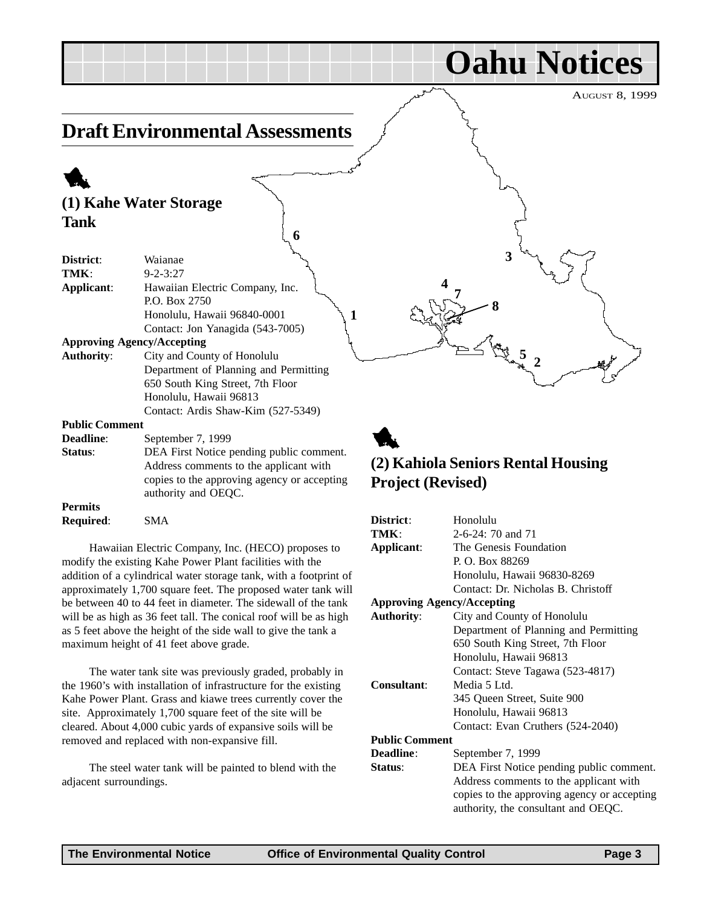# Oahu Notices

AUGUST 8, 1999

## Draft Environmental Assessments

### (1) Kahe Water Storage Tank

**District**: Waianae
**TMK**: 9-2-3:27
**Applicant**: Hawaiian Electric Company, Inc.
P.O. Box 2750
Honolulu, Hawaii 96840-0001
Contact: Jon Yanagida (543-7005)

**Approving Agency/Accepting Authority**: City and County of Honolulu
Department of Planning and Permitting
650 South King Street, 7th Floor
Honolulu, Hawaii 96813
Contact: Ardis Shaw-Kim (527-5349)

**Public Comment Deadline**: September 7, 1999
**Status**: DEA First Notice pending public comment. Address comments to the applicant with copies to the approving agency or accepting authority and OEQC.

**Permits Required**: SMA

Hawaiian Electric Company, Inc. (HECO) proposes to modify the existing Kahe Power Plant facilities with the addition of a cylindrical water storage tank, with a footprint of approximately 1,700 square feet. The proposed water tank will be between 40 to 44 feet in diameter. The sidewall of the tank will be as high as 36 feet tall. The conical roof will be as high as 5 feet above the height of the side wall to give the tank a maximum height of 41 feet above grade.

The water tank site was previously graded, probably in the 1960's with installation of infrastructure for the existing Kahe Power Plant. Grass and kiawe trees currently cover the site. Approximately 1,700 square feet of the site will be cleared. About 4,000 cubic yards of expansive soils will be removed and replaced with non-expansive fill.

The steel water tank will be painted to blend with the adjacent surroundings.

### (2) Kahiola Seniors Rental Housing Project (Revised)

**District**: Honolulu
**TMK**: 2-6-24: 70 and 71
**Applicant**: The Genesis Foundation
P. O. Box 88269
Honolulu, Hawaii 96830-8269
Contact: Dr. Nicholas B. Christoff

**Approving Agency/Accepting Authority**: City and County of Honolulu
Department of Planning and Permitting
650 South King Street, 7th Floor
Honolulu, Hawaii 96813
Contact: Steve Tagawa (523-4817)

**Consultant**: Media 5 Ltd.
345 Queen Street, Suite 900
Honolulu, Hawaii 96813
Contact: Evan Cruthers (524-2040)

**Public Comment Deadline**: September 7, 1999
**Status**: DEA First Notice pending public comment. Address comments to the applicant with copies to the approving agency or accepting authority, the consultant and OEQC.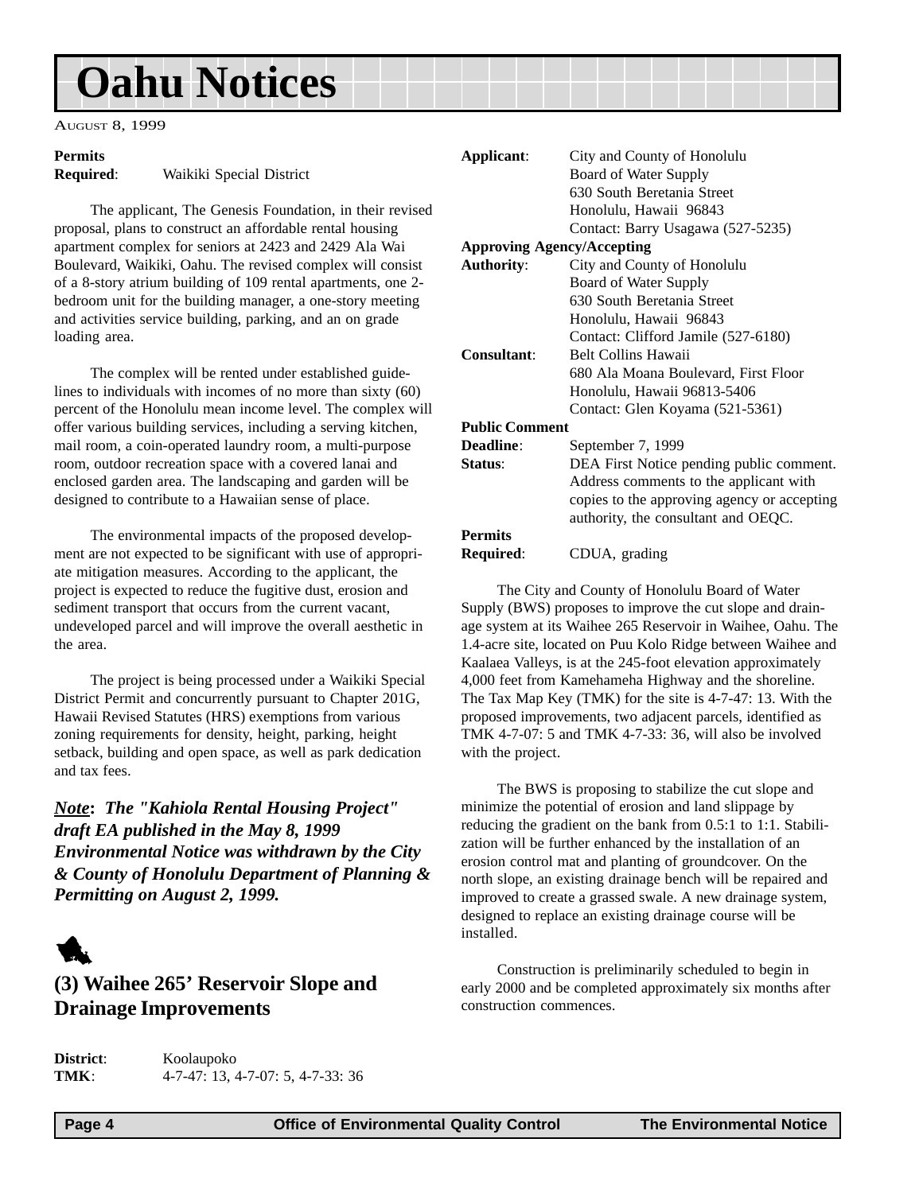# Oahu Notices

August 8, 1999

**Permits Required**: Waikiki Special District

The applicant, The Genesis Foundation, in their revised proposal, plans to construct an affordable rental housing apartment complex for seniors at 2423 and 2429 Ala Wai Boulevard, Waikiki, Oahu. The revised complex will consist of a 8-story atrium building of 109 rental apartments, one 2-bedroom unit for the building manager, a one-story meeting and activities service building, parking, and an on grade loading area.

The complex will be rented under established guidelines to individuals with incomes of no more than sixty (60) percent of the Honolulu mean income level. The complex will offer various building services, including a serving kitchen, mail room, a coin-operated laundry room, a multi-purpose room, outdoor recreation space with a covered lanai and enclosed garden area. The landscaping and garden will be designed to contribute to a Hawaiian sense of place.

The environmental impacts of the proposed development are not expected to be significant with use of appropriate mitigation measures. According to the applicant, the project is expected to reduce the fugitive dust, erosion and sediment transport that occurs from the current vacant, undeveloped parcel and will improve the overall aesthetic in the area.

The project is being processed under a Waikiki Special District Permit and concurrently pursuant to Chapter 201G, Hawaii Revised Statutes (HRS) exemptions from various zoning requirements for density, height, parking, height setback, building and open space, as well as park dedication and tax fees.

***Note*: The "Kahiola Rental Housing Project" draft EA published in the May 8, 1999 Environmental Notice was withdrawn by the City & County of Honolulu Department of Planning & Permitting on August 2, 1999.**

## (3) Waihee 265' Reservoir Slope and Drainage Improvements

**District**: Koolaupoko
**TMK**: 4-7-47: 13, 4-7-07: 5, 4-7-33: 36

**Applicant**: City and County of Honolulu
Board of Water Supply
630 South Beretania Street
Honolulu, Hawaii 96843
Contact: Barry Usagawa (527-5235)

**Approving Agency/Accepting Authority**: City and County of Honolulu
Board of Water Supply
630 South Beretania Street
Honolulu, Hawaii 96843
Contact: Clifford Jamile (527-6180)

**Consultant**: Belt Collins Hawaii
680 Ala Moana Boulevard, First Floor
Honolulu, Hawaii 96813-5406
Contact: Glen Koyama (521-5361)

**Public Comment Deadline**: September 7, 1999

**Status**: DEA First Notice pending public comment. Address comments to the applicant with copies to the approving agency or accepting authority, the consultant and OEQC.

**Permits Required**: CDUA, grading

The City and County of Honolulu Board of Water Supply (BWS) proposes to improve the cut slope and drainage system at its Waihee 265 Reservoir in Waihee, Oahu. The 1.4-acre site, located on Puu Kolo Ridge between Waihee and Kaalaea Valleys, is at the 245-foot elevation approximately 4,000 feet from Kamehameha Highway and the shoreline. The Tax Map Key (TMK) for the site is 4-7-47: 13. With the proposed improvements, two adjacent parcels, identified as TMK 4-7-07: 5 and TMK 4-7-33: 36, will also be involved with the project.

The BWS is proposing to stabilize the cut slope and minimize the potential of erosion and land slippage by reducing the gradient on the bank from 0.5:1 to 1:1. Stabilization will be further enhanced by the installation of an erosion control mat and planting of groundcover. On the north slope, an existing drainage bench will be repaired and improved to create a grassed swale. A new drainage system, designed to replace an existing drainage course will be installed.

Construction is preliminarily scheduled to begin in early 2000 and be completed approximately six months after construction commences.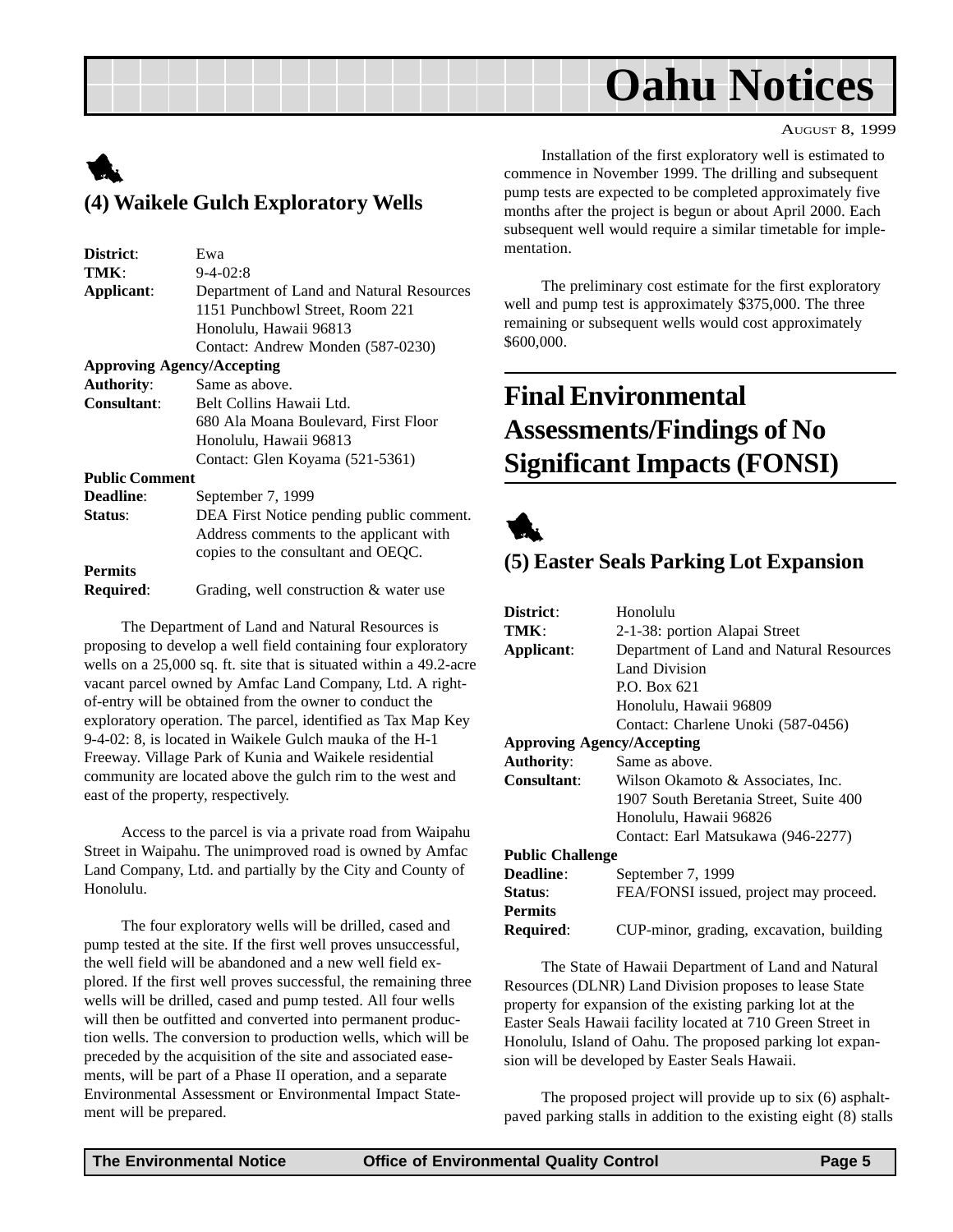## (4) Waikele Gulch Exploratory Wells

**District**: Ewa
**TMK**: 9-4-02:8
**Applicant**: Department of Land and Natural Resources
1151 Punchbowl Street, Room 221
Honolulu, Hawaii 96813
Contact: Andrew Monden (587-0230)

**Approving Agency/Accepting**
**Authority**: Same as above.
**Consultant**: Belt Collins Hawaii Ltd.
680 Ala Moana Boulevard, First Floor
Honolulu, Hawaii 96813
Contact: Glen Koyama (521-5361)

**Public Comment**
**Deadline**: September 7, 1999
**Status**: DEA First Notice pending public comment. Address comments to the applicant with copies to the consultant and OEQC.

**Permits**
**Required**: Grading, well construction & water use

The Department of Land and Natural Resources is proposing to develop a well field containing four exploratory wells on a 25,000 sq. ft. site that is situated within a 49.2-acre vacant parcel owned by Amfac Land Company, Ltd. A right-of-entry will be obtained from the owner to conduct the exploratory operation. The parcel, identified as Tax Map Key 9-4-02: 8, is located in Waikele Gulch mauka of the H-1 Freeway. Village Park of Kunia and Waikele residential community are located above the gulch rim to the west and east of the property, respectively.

Access to the parcel is via a private road from Waipahu Street in Waipahu. The unimproved road is owned by Amfac Land Company, Ltd. and partially by the City and County of Honolulu.

The four exploratory wells will be drilled, cased and pump tested at the site. If the first well proves unsuccessful, the well field will be abandoned and a new well field explored. If the first well proves successful, the remaining three wells will be drilled, cased and pump tested. All four wells will then be outfitted and converted into permanent production wells. The conversion to production wells, which will be preceded by the acquisition of the site and associated easements, will be part of a Phase II operation, and a separate Environmental Assessment or Environmental Impact Statement will be prepared.

Installation of the first exploratory well is estimated to commence in November 1999. The drilling and subsequent pump tests are expected to be completed approximately five months after the project is begun or about April 2000. Each subsequent well would require a similar timetable for implementation.

The preliminary cost estimate for the first exploratory well and pump test is approximately $375,000. The three remaining or subsequent wells would cost approximately $600,000.

# Final Environmental Assessments/Findings of No Significant Impacts (FONSI)

## (5) Easter Seals Parking Lot Expansion

**District**: Honolulu
**TMK**: 2-1-38: portion Alapai Street
**Applicant**: Department of Land and Natural Resources
Land Division
P.O. Box 621
Honolulu, Hawaii 96809
Contact: Charlene Unoki (587-0456)

**Approving Agency/Accepting**
**Authority**: Same as above.
**Consultant**: Wilson Okamoto & Associates, Inc.
1907 South Beretania Street, Suite 400
Honolulu, Hawaii 96826
Contact: Earl Matsukawa (946-2277)

**Public Challenge**
**Deadline**: September 7, 1999
**Status**: FEA/FONSI issued, project may proceed.

**Permits**
**Required**: CUP-minor, grading, excavation, building

The State of Hawaii Department of Land and Natural Resources (DLNR) Land Division proposes to lease State property for expansion of the existing parking lot at the Easter Seals Hawaii facility located at 710 Green Street in Honolulu, Island of Oahu. The proposed parking lot expansion will be developed by Easter Seals Hawaii.

The proposed project will provide up to six (6) asphalt-paved parking stalls in addition to the existing eight (8) stalls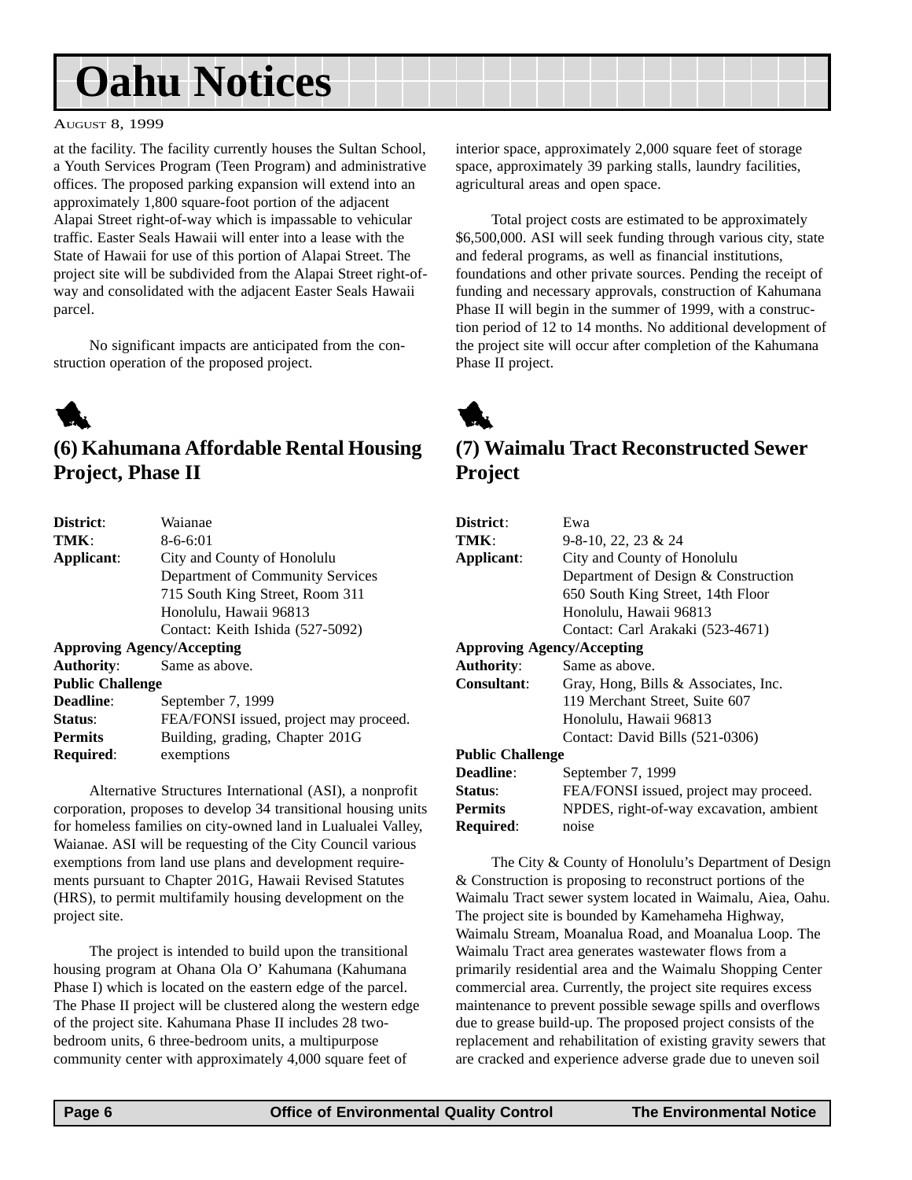at the facility. The facility currently houses the Sultan School, a Youth Services Program (Teen Program) and administrative offices. The proposed parking expansion will extend into an approximately 1,800 square-foot portion of the adjacent Alapai Street right-of-way which is impassable to vehicular traffic. Easter Seals Hawaii will enter into a lease with the State of Hawaii for use of this portion of Alapai Street. The project site will be subdivided from the Alapai Street right-of-way and consolidated with the adjacent Easter Seals Hawaii parcel.

No significant impacts are anticipated from the construction operation of the proposed project.

## (6) Kahumana Affordable Rental Housing Project, Phase II

**District**: Waianae
**TMK**: 8-6-6:01
**Applicant**: City and County of Honolulu
Department of Community Services
715 South King Street, Room 311
Honolulu, Hawaii 96813
Contact: Keith Ishida (527-5092)
**Approving Agency/Accepting Authority**: Same as above.
**Public Challenge Deadline**: September 7, 1999
**Status**: FEA/FONSI issued, project may proceed.
**Permits Required**: Building, grading, Chapter 201G exemptions

Alternative Structures International (ASI), a nonprofit corporation, proposes to develop 34 transitional housing units for homeless families on city-owned land in Lualualei Valley, Waianae. ASI will be requesting of the City Council various exemptions from land use plans and development requirements pursuant to Chapter 201G, Hawaii Revised Statutes (HRS), to permit multifamily housing development on the project site.

The project is intended to build upon the transitional housing program at Ohana Ola O' Kahumana (Kahumana Phase I) which is located on the eastern edge of the parcel. The Phase II project will be clustered along the western edge of the project site. Kahumana Phase II includes 28 two-bedroom units, 6 three-bedroom units, a multipurpose community center with approximately 4,000 square feet of interior space, approximately 2,000 square feet of storage space, approximately 39 parking stalls, laundry facilities, agricultural areas and open space.

Total project costs are estimated to be approximately $6,500,000. ASI will seek funding through various city, state and federal programs, as well as financial institutions, foundations and other private sources. Pending the receipt of funding and necessary approvals, construction of Kahumana Phase II will begin in the summer of 1999, with a construction period of 12 to 14 months. No additional development of the project site will occur after completion of the Kahumana Phase II project.

## (7) Waimalu Tract Reconstructed Sewer Project

**District**: Ewa
**TMK**: 9-8-10, 22, 23 & 24
**Applicant**: City and County of Honolulu
Department of Design & Construction
650 South King Street, 14th Floor
Honolulu, Hawaii 96813
Contact: Carl Arakaki (523-4671)
**Approving Agency/Accepting Authority**: Same as above.
**Consultant**: Gray, Hong, Bills & Associates, Inc.
119 Merchant Street, Suite 607
Honolulu, Hawaii 96813
Contact: David Bills (521-0306)
**Public Challenge Deadline**: September 7, 1999
**Status**: FEA/FONSI issued, project may proceed.
**Permits Required**: NPDES, right-of-way excavation, ambient noise

The City & County of Honolulu's Department of Design & Construction is proposing to reconstruct portions of the Waimalu Tract sewer system located in Waimalu, Aiea, Oahu. The project site is bounded by Kamehameha Highway, Waimalu Stream, Moanalua Road, and Moanalua Loop. The Waimalu Tract area generates wastewater flows from a primarily residential area and the Waimalu Shopping Center commercial area. Currently, the project site requires excess maintenance to prevent possible sewage spills and overflows due to grease build-up. The proposed project consists of the replacement and rehabilitation of existing gravity sewers that are cracked and experience adverse grade due to uneven soil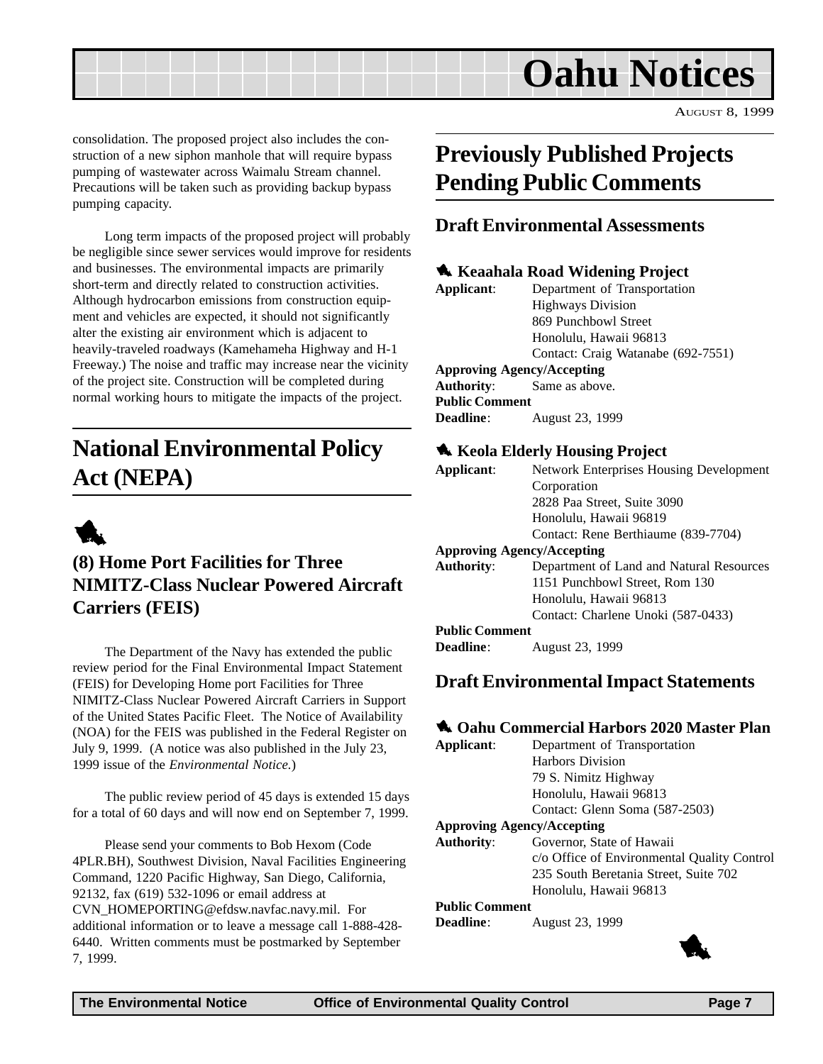consolidation. The proposed project also includes the construction of a new siphon manhole that will require bypass pumping of wastewater across Waimalu Stream channel. Precautions will be taken such as providing backup bypass pumping capacity.

Long term impacts of the proposed project will probably be negligible since sewer services would improve for residents and businesses. The environmental impacts are primarily short-term and directly related to construction activities. Although hydrocarbon emissions from construction equipment and vehicles are expected, it should not significantly alter the existing air environment which is adjacent to heavily-traveled roadways (Kamehameha Highway and H-1 Freeway.) The noise and traffic may increase near the vicinity of the project site. Construction will be completed during normal working hours to mitigate the impacts of the project.

## National Environmental Policy Act (NEPA)

### (8) Home Port Facilities for Three NIMITZ-Class Nuclear Powered Aircraft Carriers (FEIS)

The Department of the Navy has extended the public review period for the Final Environmental Impact Statement (FEIS) for Developing Home port Facilities for Three NIMITZ-Class Nuclear Powered Aircraft Carriers in Support of the United States Pacific Fleet. The Notice of Availability (NOA) for the FEIS was published in the Federal Register on July 9, 1999. (A notice was also published in the July 23, 1999 issue of the *Environmental Notice.*)

The public review period of 45 days is extended 15 days for a total of 60 days and will now end on September 7, 1999.

Please send your comments to Bob Hexom (Code 4PLR.BH), Southwest Division, Naval Facilities Engineering Command, 1220 Pacific Highway, San Diego, California, 92132, fax (619) 532-1096 or email address at CVN_HOMEPORTING@efdsw.navfac.navy.mil. For additional information or to leave a message call 1-888-428-6440. Written comments must be postmarked by September 7, 1999.

## Previously Published Projects Pending Public Comments

### Draft Environmental Assessments

#### Keaahala Road Widening Project

**Applicant**: Department of Transportation
Highways Division
869 Punchbowl Street
Honolulu, Hawaii 96813
Contact: Craig Watanabe (692-7551)

**Approving Agency/Accepting Authority**: Same as above.

**Public Comment Deadline**: August 23, 1999

#### Keola Elderly Housing Project

**Applicant**: Network Enterprises Housing Development Corporation
2828 Paa Street, Suite 3090
Honolulu, Hawaii 96819
Contact: Rene Berthiaume (839-7704)

**Approving Agency/Accepting Authority**: Department of Land and Natural Resources
1151 Punchbowl Street, Rom 130
Honolulu, Hawaii 96813
Contact: Charlene Unoki (587-0433)

**Public Comment Deadline**: August 23, 1999

### Draft Environmental Impact Statements

#### Oahu Commercial Harbors 2020 Master Plan

**Applicant**: Department of Transportation
Harbors Division
79 S. Nimitz Highway
Honolulu, Hawaii 96813
Contact: Glenn Soma (587-2503)

**Approving Agency/Accepting Authority**: Governor, State of Hawaii
c/o Office of Environmental Quality Control
235 South Beretania Street, Suite 702
Honolulu, Hawaii 96813

**Public Comment Deadline**: August 23, 1999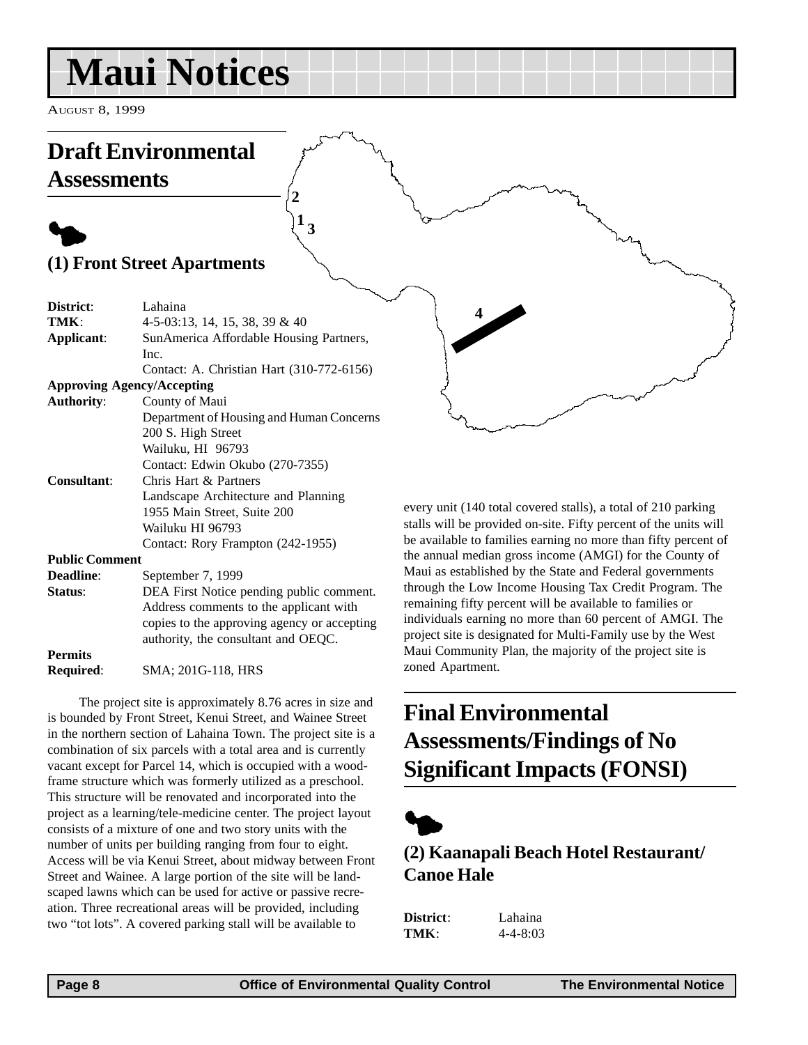# Maui Notices

AUGUST 8, 1999

## Draft Environmental Assessments

### (1) Front Street Apartments

**District**: Lahaina
**TMK**: 4-5-03:13, 14, 15, 38, 39 & 40
**Applicant**: SunAmerica Affordable Housing Partners, Inc.
Contact: A. Christian Hart (310-772-6156)
**Approving Agency/Accepting Authority**: County of Maui
Department of Housing and Human Concerns
200 S. High Street
Wailuku, HI 96793
Contact: Edwin Okubo (270-7355)
**Consultant**: Chris Hart & Partners
Landscape Architecture and Planning
1955 Main Street, Suite 200
Wailuku HI 96793
Contact: Rory Frampton (242-1955)
**Public Comment Deadline**: September 7, 1999
**Status**: DEA First Notice pending public comment. Address comments to the applicant with copies to the approving agency or accepting authority, the consultant and OEQC.
**Permits Required**: SMA; 201G-118, HRS

The project site is approximately 8.76 acres in size and is bounded by Front Street, Kenui Street, and Wainee Street in the northern section of Lahaina Town. The project site is a combination of six parcels with a total area and is currently vacant except for Parcel 14, which is occupied with a wood-frame structure which was formerly utilized as a preschool. This structure will be renovated and incorporated into the project as a learning/tele-medicine center. The project layout consists of a mixture of one and two story units with the number of units per building ranging from four to eight. Access will be via Kenui Street, about midway between Front Street and Wainee. A large portion of the site will be landscaped lawns which can be used for active or passive recreation. Three recreational areas will be provided, including two "tot lots". A covered parking stall will be available to every unit (140 total covered stalls), a total of 210 parking stalls will be provided on-site. Fifty percent of the units will be available to families earning no more than fifty percent of the annual median gross income (AMGI) for the County of Maui as established by the State and Federal governments through the Low Income Housing Tax Credit Program. The remaining fifty percent will be available to families or individuals earning no more than 60 percent of AMGI. The project site is designated for Multi-Family use by the West Maui Community Plan, the majority of the project site is zoned Apartment.

## Final Environmental Assessments/Findings of No Significant Impacts (FONSI)

### (2) Kaanapali Beach Hotel Restaurant/ Canoe Hale

**District**: Lahaina
**TMK**: 4-4-8:03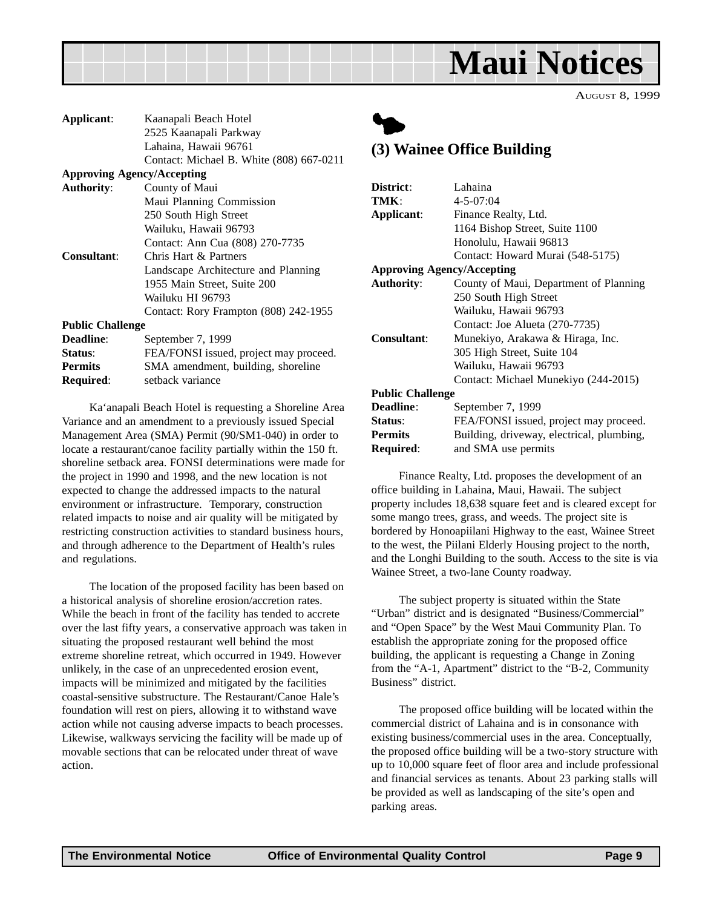# Maui Notices

AUGUST 8, 1999

| | |
|---|---|
| **Applicant**: | Kaanapali Beach Hotel<br>2525 Kaanapali Parkway<br>Lahaina, Hawaii 96761<br>Contact: Michael B. White (808) 667-0211 |
| **Approving Agency/Accepting Authority**: | County of Maui<br>Maui Planning Commission<br>250 South High Street<br>Wailuku, Hawaii 96793<br>Contact: Ann Cua (808) 270-7735 |
| **Consultant**: | Chris Hart & Partners<br>Landscape Architecture and Planning<br>1955 Main Street, Suite 200<br>Wailuku HI 96793<br>Contact: Rory Frampton (808) 242-1955 |
| **Public Challenge Deadline**: | September 7, 1999 |
| **Status**: | FEA/FONSI issued, project may proceed. |
| **Permits Required**: | SMA amendment, building, shoreline setback variance |

Ka'anapali Beach Hotel is requesting a Shoreline Area Variance and an amendment to a previously issued Special Management Area (SMA) Permit (90/SM1-040) in order to locate a restaurant/canoe facility partially within the 150 ft. shoreline setback area. FONSI determinations were made for the project in 1990 and 1998, and the new location is not expected to change the addressed impacts to the natural environment or infrastructure. Temporary, construction related impacts to noise and air quality will be mitigated by restricting construction activities to standard business hours, and through adherence to the Department of Health's rules and regulations.

The location of the proposed facility has been based on a historical analysis of shoreline erosion/accretion rates. While the beach in front of the facility has tended to accrete over the last fifty years, a conservative approach was taken in situating the proposed restaurant well behind the most extreme shoreline retreat, which occurred in 1949. However unlikely, in the case of an unprecedented erosion event, impacts will be minimized and mitigated by the facilities coastal-sensitive substructure. The Restaurant/Canoe Hale's foundation will rest on piers, allowing it to withstand wave action while not causing adverse impacts to beach processes. Likewise, walkways servicing the facility will be made up of movable sections that can be relocated under threat of wave action.

## (3) Wainee Office Building

| | |
|---|---|
| **District**: | Lahaina |
| **TMK**: | 4-5-07:04 |
| **Applicant**: | Finance Realty, Ltd.<br>1164 Bishop Street, Suite 1100<br>Honolulu, Hawaii 96813<br>Contact: Howard Murai (548-5175) |
| **Approving Agency/Accepting Authority**: | County of Maui, Department of Planning<br>250 South High Street<br>Wailuku, Hawaii 96793<br>Contact: Joe Alueta (270-7735) |
| **Consultant**: | Munekiyo, Arakawa & Hiraga, Inc.<br>305 High Street, Suite 104<br>Wailuku, Hawaii 96793<br>Contact: Michael Munekiyo (244-2015) |
| **Public Challenge Deadline**: | September 7, 1999 |
| **Status**: | FEA/FONSI issued, project may proceed. |
| **Permits Required**: | Building, driveway, electrical, plumbing, and SMA use permits |

Finance Realty, Ltd. proposes the development of an office building in Lahaina, Maui, Hawaii. The subject property includes 18,638 square feet and is cleared except for some mango trees, grass, and weeds. The project site is bordered by Honoapiilani Highway to the east, Wainee Street to the west, the Piilani Elderly Housing project to the north, and the Longhi Building to the south. Access to the site is via Wainee Street, a two-lane County roadway.

The subject property is situated within the State "Urban" district and is designated "Business/Commercial" and "Open Space" by the West Maui Community Plan. To establish the appropriate zoning for the proposed office building, the applicant is requesting a Change in Zoning from the "A-1, Apartment" district to the "B-2, Community Business" district.

The proposed office building will be located within the commercial district of Lahaina and is in consonance with existing business/commercial uses in the area. Conceptually, the proposed office building will be a two-story structure with up to 10,000 square feet of floor area and include professional and financial services as tenants. About 23 parking stalls will be provided as well as landscaping of the site's open and parking areas.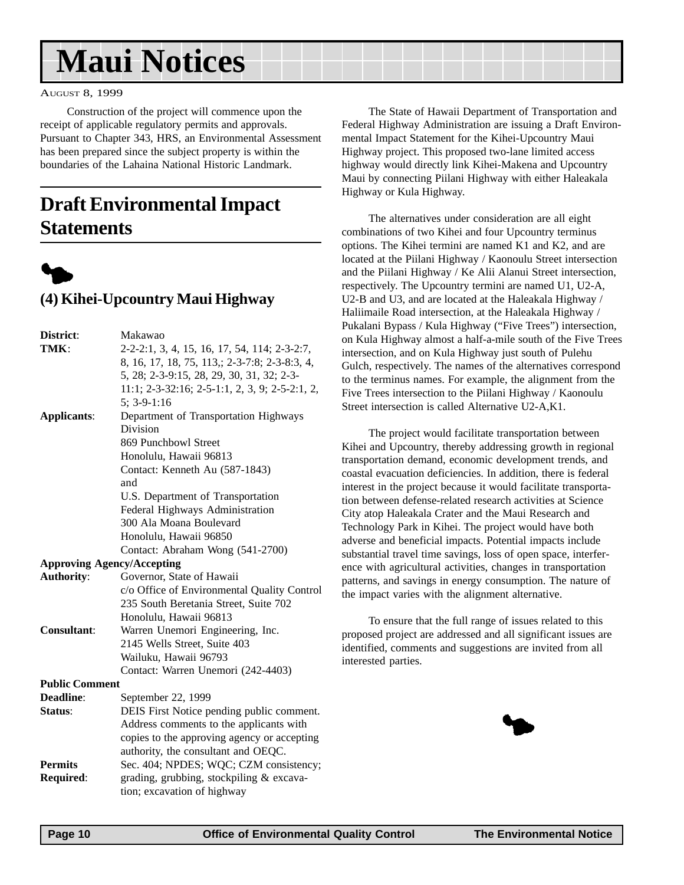# Maui Notices

AUGUST 8, 1999

Construction of the project will commence upon the receipt of applicable regulatory permits and approvals. Pursuant to Chapter 343, HRS, an Environmental Assessment has been prepared since the subject property is within the boundaries of the Lahaina National Historic Landmark.

## Draft Environmental Impact Statements

### (4) Kihei-Upcountry Maui Highway

**District**: Makawao

**TMK**: 2-2-2:1, 3, 4, 15, 16, 17, 54, 114; 2-3-2:7, 8, 16, 17, 18, 75, 113,; 2-3-7:8; 2-3-8:3, 4, 5, 28; 2-3-9:15, 28, 29, 30, 31, 32; 2-3-11:1; 2-3-32:16; 2-5-1:1, 2, 3, 9; 2-5-2:1, 2, 5; 3-9-1:16

**Applicants**: Department of Transportation Highways Division
869 Punchbowl Street
Honolulu, Hawaii 96813
Contact: Kenneth Au (587-1843)
and
U.S. Department of Transportation
Federal Highways Administration
300 Ala Moana Boulevard
Honolulu, Hawaii 96850
Contact: Abraham Wong (541-2700)

**Approving Agency/Accepting Authority**: Governor, State of Hawaii
c/o Office of Environmental Quality Control
235 South Beretania Street, Suite 702
Honolulu, Hawaii 96813

**Consultant**: Warren Unemori Engineering, Inc.
2145 Wells Street, Suite 403
Wailuku, Hawaii 96793
Contact: Warren Unemori (242-4403)

**Public Comment Deadline**: September 22, 1999

**Status**: DEIS First Notice pending public comment. Address comments to the applicants with copies to the approving agency or accepting authority, the consultant and OEQC.

**Permits Required**: Sec. 404; NPDES; WQC; CZM consistency; grading, grubbing, stockpiling & excavation; excavation of highway

The State of Hawaii Department of Transportation and Federal Highway Administration are issuing a Draft Environmental Impact Statement for the Kihei-Upcountry Maui Highway project. This proposed two-lane limited access highway would directly link Kihei-Makena and Upcountry Maui by connecting Piilani Highway with either Haleakala Highway or Kula Highway.

The alternatives under consideration are all eight combinations of two Kihei and four Upcountry terminus options. The Kihei termini are named K1 and K2, and are located at the Piilani Highway / Kaonoulu Street intersection and the Piilani Highway / Ke Alii Alanui Street intersection, respectively. The Upcountry termini are named U1, U2-A, U2-B and U3, and are located at the Haleakala Highway / Haliimaile Road intersection, at the Haleakala Highway / Pukalani Bypass / Kula Highway ("Five Trees") intersection, on Kula Highway almost a half-a-mile south of the Five Trees intersection, and on Kula Highway just south of Pulehu Gulch, respectively. The names of the alternatives correspond to the terminus names. For example, the alignment from the Five Trees intersection to the Piilani Highway / Kaonoulu Street intersection is called Alternative U2-A,K1.

The project would facilitate transportation between Kihei and Upcountry, thereby addressing growth in regional transportation demand, economic development trends, and coastal evacuation deficiencies. In addition, there is federal interest in the project because it would facilitate transportation between defense-related research activities at Science City atop Haleakala Crater and the Maui Research and Technology Park in Kihei. The project would have both adverse and beneficial impacts. Potential impacts include substantial travel time savings, loss of open space, interference with agricultural activities, changes in transportation patterns, and savings in energy consumption. The nature of the impact varies with the alignment alternative.

To ensure that the full range of issues related to this proposed project are addressed and all significant issues are identified, comments and suggestions are invited from all interested parties.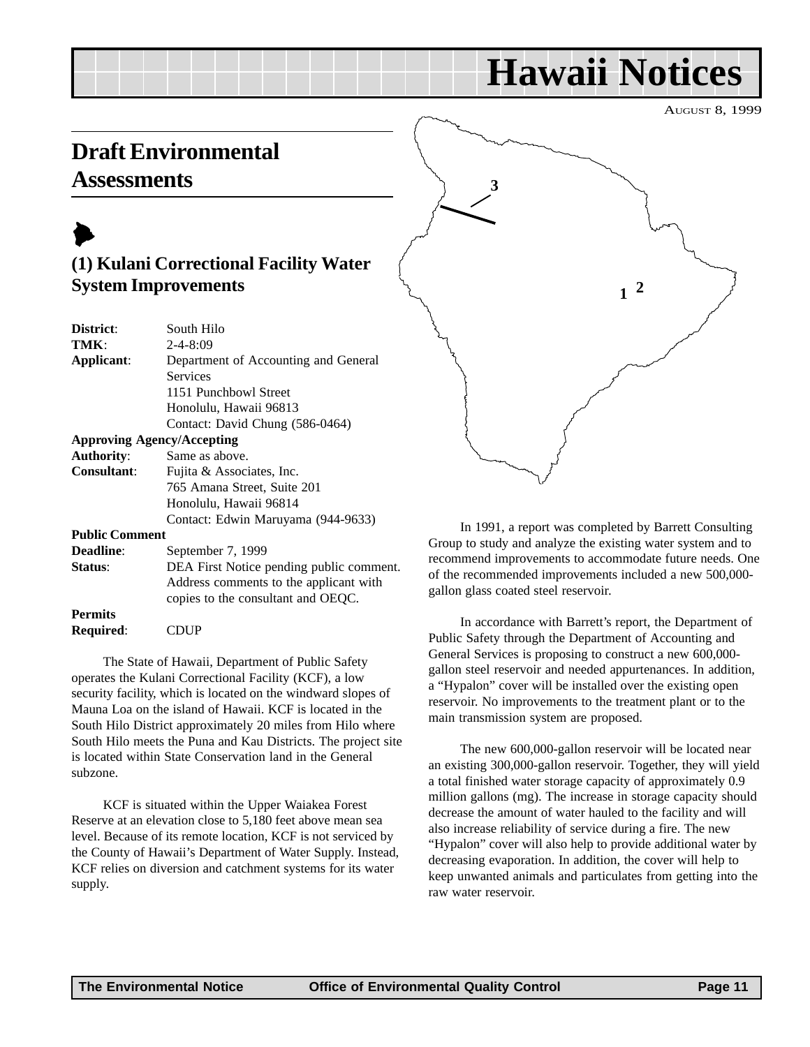# Hawaii Notices

AUGUST 8, 1999

## Draft Environmental Assessments

### (1) Kulani Correctional Facility Water System Improvements

**District**: South Hilo
**TMK**: 2-4-8:09
**Applicant**: Department of Accounting and General Services
1151 Punchbowl Street
Honolulu, Hawaii 96813
Contact: David Chung (586-0464)

**Approving Agency/Accepting Authority**: Same as above.
**Consultant**: Fujita & Associates, Inc.
765 Amana Street, Suite 201
Honolulu, Hawaii 96814
Contact: Edwin Maruyama (944-9633)

**Public Comment Deadline**: September 7, 1999
**Status**: DEA First Notice pending public comment. Address comments to the applicant with copies to the consultant and OEQC.

**Permits Required**: CDUP

The State of Hawaii, Department of Public Safety operates the Kulani Correctional Facility (KCF), a low security facility, which is located on the windward slopes of Mauna Loa on the island of Hawaii. KCF is located in the South Hilo District approximately 20 miles from Hilo where South Hilo meets the Puna and Kau Districts. The project site is located within State Conservation land in the General subzone.

KCF is situated within the Upper Waiakea Forest Reserve at an elevation close to 5,180 feet above mean sea level. Because of its remote location, KCF is not serviced by the County of Hawaii's Department of Water Supply. Instead, KCF relies on diversion and catchment systems for its water supply.

In 1991, a report was completed by Barrett Consulting Group to study and analyze the existing water system and to recommend improvements to accommodate future needs. One of the recommended improvements included a new 500,000-gallon glass coated steel reservoir.

In accordance with Barrett's report, the Department of Public Safety through the Department of Accounting and General Services is proposing to construct a new 600,000-gallon steel reservoir and needed appurtenances. In addition, a "Hypalon" cover will be installed over the existing open reservoir. No improvements to the treatment plant or to the main transmission system are proposed.

The new 600,000-gallon reservoir will be located near an existing 300,000-gallon reservoir. Together, they will yield a total finished water storage capacity of approximately 0.9 million gallons (mg). The increase in storage capacity should decrease the amount of water hauled to the facility and will also increase reliability of service during a fire. The new "Hypalon" cover will also help to provide additional water by decreasing evaporation. In addition, the cover will help to keep unwanted animals and particulates from getting into the raw water reservoir.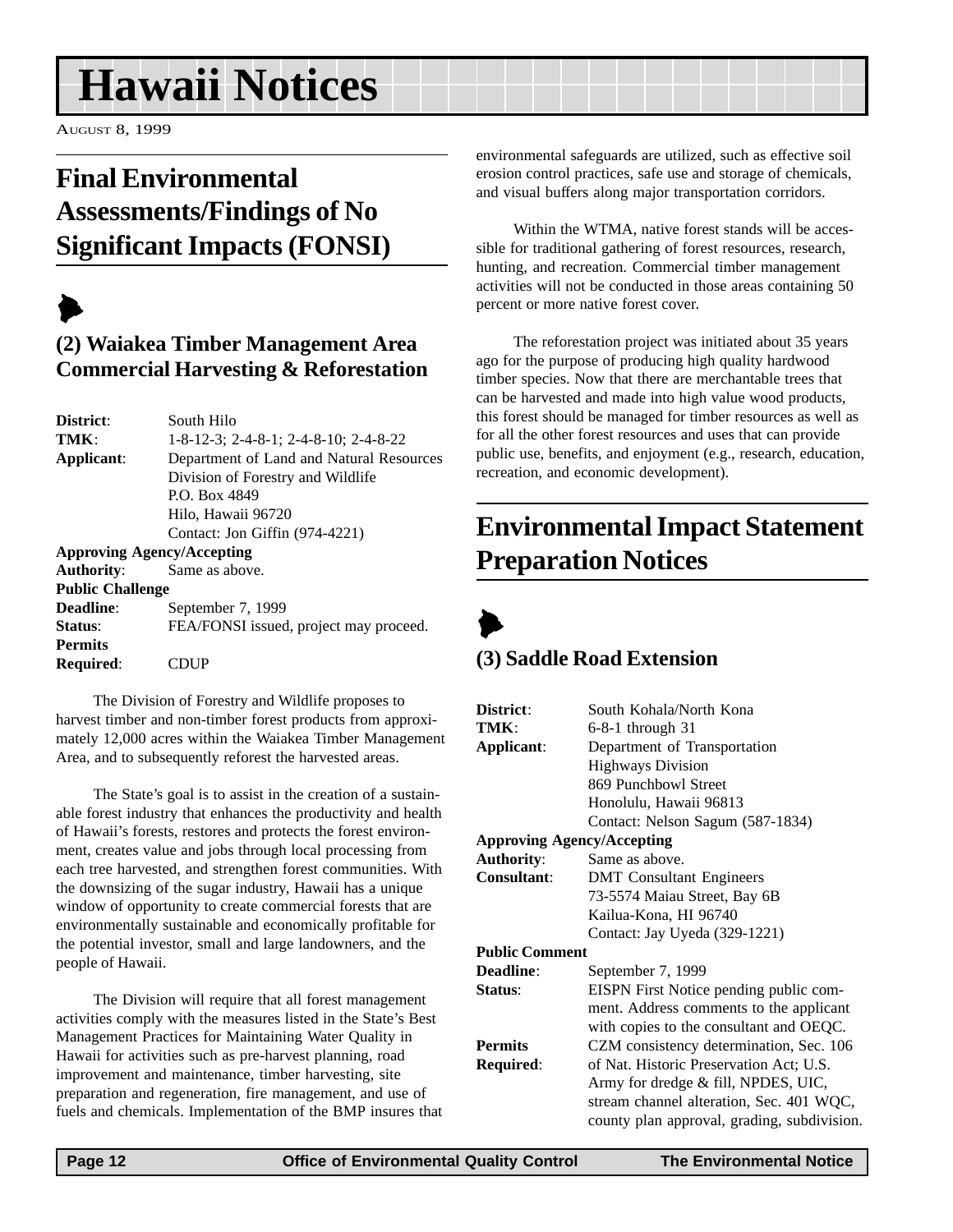# Hawaii Notices

AUGUST 8, 1999

## Final Environmental Assessments/Findings of No Significant Impacts (FONSI)

### (2) Waiakea Timber Management Area Commercial Harvesting & Reforestation

**District**: South Hilo
**TMK**: 1-8-12-3; 2-4-8-1; 2-4-8-10; 2-4-8-22
**Applicant**: Department of Land and Natural Resources
Division of Forestry and Wildlife
P.O. Box 4849
Hilo, Hawaii 96720
Contact: Jon Giffin (974-4221)
**Approving Agency/Accepting Authority**: Same as above.
**Public Challenge Deadline**: September 7, 1999
**Status**: FEA/FONSI issued, project may proceed.
**Permits Required**: CDUP

The Division of Forestry and Wildlife proposes to harvest timber and non-timber forest products from approximately 12,000 acres within the Waiakea Timber Management Area, and to subsequently reforest the harvested areas.

The State's goal is to assist in the creation of a sustainable forest industry that enhances the productivity and health of Hawaii's forests, restores and protects the forest environment, creates value and jobs through local processing from each tree harvested, and strengthen forest communities. With the downsizing of the sugar industry, Hawaii has a unique window of opportunity to create commercial forests that are environmentally sustainable and economically profitable for the potential investor, small and large landowners, and the people of Hawaii.

The Division will require that all forest management activities comply with the measures listed in the State's Best Management Practices for Maintaining Water Quality in Hawaii for activities such as pre-harvest planning, road improvement and maintenance, timber harvesting, site preparation and regeneration, fire management, and use of fuels and chemicals. Implementation of the BMP insures that environmental safeguards are utilized, such as effective soil erosion control practices, safe use and storage of chemicals, and visual buffers along major transportation corridors.

Within the WTMA, native forest stands will be accessible for traditional gathering of forest resources, research, hunting, and recreation. Commercial timber management activities will not be conducted in those areas containing 50 percent or more native forest cover.

The reforestation project was initiated about 35 years ago for the purpose of producing high quality hardwood timber species. Now that there are merchantable trees that can be harvested and made into high value wood products, this forest should be managed for timber resources as well as for all the other forest resources and uses that can provide public use, benefits, and enjoyment (e.g., research, education, recreation, and economic development).

## Environmental Impact Statement Preparation Notices

### (3) Saddle Road Extension

**District**: South Kohala/North Kona
**TMK**: 6-8-1 through 31
**Applicant**: Department of Transportation
Highways Division
869 Punchbowl Street
Honolulu, Hawaii 96813
Contact: Nelson Sagum (587-1834)
**Approving Agency/Accepting Authority**: Same as above.
**Consultant**: DMT Consultant Engineers
73-5574 Maiau Street, Bay 6B
Kailua-Kona, HI 96740
Contact: Jay Uyeda (329-1221)
**Public Comment Deadline**: September 7, 1999
**Status**: EISPN First Notice pending public comment. Address comments to the applicant with copies to the consultant and OEQC.
**Permits Required**: CZM consistency determination, Sec. 106 of Nat. Historic Preservation Act; U.S. Army for dredge & fill, NPDES, UIC, stream channel alteration, Sec. 401 WQC, county plan approval, grading, subdivision.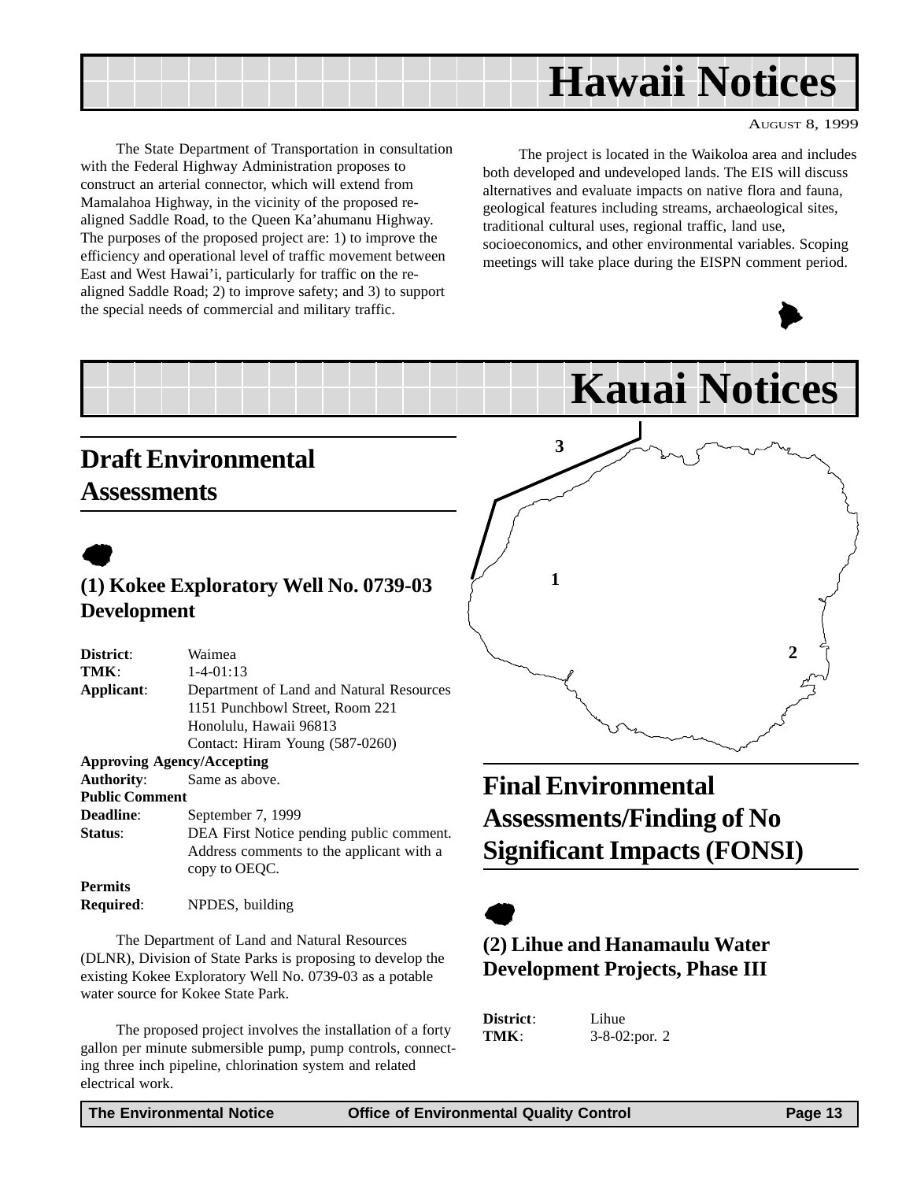# Hawaii Notices

AUGUST 8, 1999

The State Department of Transportation in consultation with the Federal Highway Administration proposes to construct an arterial connector, which will extend from Mamalahoa Highway, in the vicinity of the proposed re-aligned Saddle Road, to the Queen Ka'ahumanu Highway. The purposes of the proposed project are: 1) to improve the efficiency and operational level of traffic movement between East and West Hawai'i, particularly for traffic on the re-aligned Saddle Road; 2) to improve safety; and 3) to support the special needs of commercial and military traffic.

The project is located in the Waikoloa area and includes both developed and undeveloped lands. The EIS will discuss alternatives and evaluate impacts on native flora and fauna, geological features including streams, archaeological sites, traditional cultural uses, regional traffic, land use, socioeconomics, and other environmental variables. Scoping meetings will take place during the EISPN comment period.

# Kauai Notices

## Draft Environmental Assessments

### (1) Kokee Exploratory Well No. 0739-03 Development

**District**: Waimea
**TMK**: 1-4-01:13
**Applicant**: Department of Land and Natural Resources
1151 Punchbowl Street, Room 221
Honolulu, Hawaii 96813
Contact: Hiram Young (587-0260)
**Approving Agency/Accepting Authority**: Same as above.
**Public Comment Deadline**: September 7, 1999
**Status**: DEA First Notice pending public comment. Address comments to the applicant with a copy to OEQC.
**Permits Required**: NPDES, building

The Department of Land and Natural Resources (DLNR), Division of State Parks is proposing to develop the existing Kokee Exploratory Well No. 0739-03 as a potable water source for Kokee State Park.

The proposed project involves the installation of a forty gallon per minute submersible pump, pump controls, connecting three inch pipeline, chlorination system and related electrical work.

## Final Environmental Assessments/Finding of No Significant Impacts (FONSI)

### (2) Lihue and Hanamaulu Water Development Projects, Phase III

**District**: Lihue
**TMK**: 3-8-02:por. 2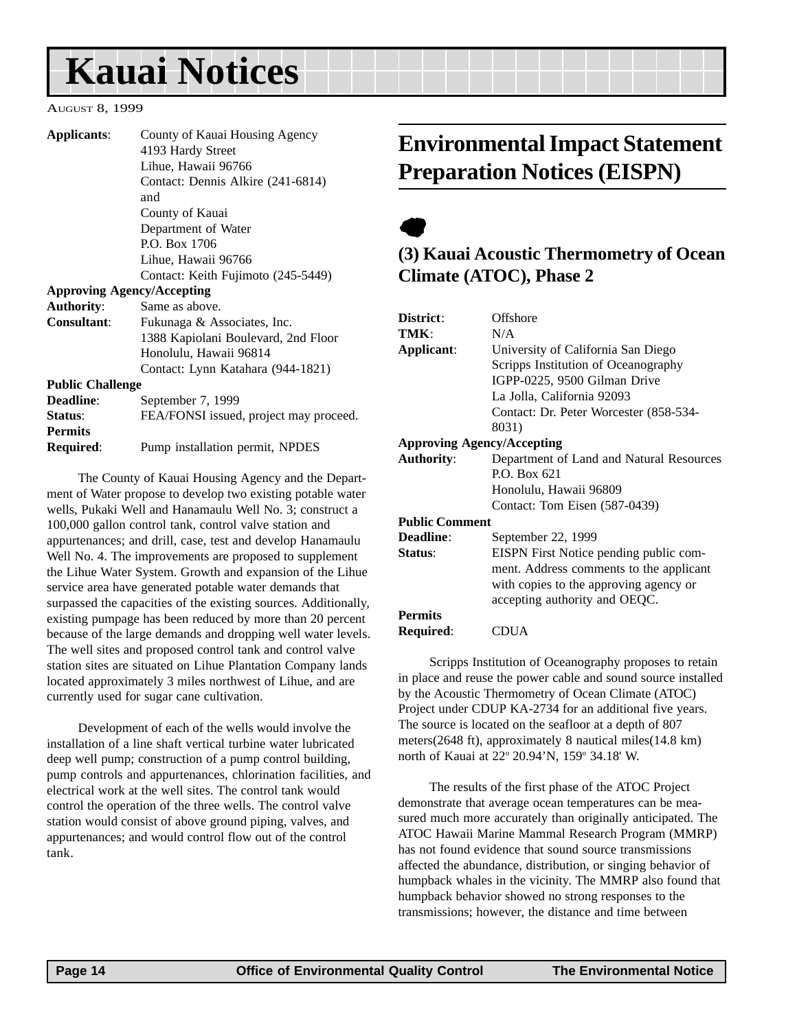# Kauai Notices

AUGUST 8, 1999

**Applicants**: County of Kauai Housing Agency
4193 Hardy Street
Lihue, Hawaii 96766
Contact: Dennis Alkire (241-6814)
and
County of Kauai
Department of Water
P.O. Box 1706
Lihue, Hawaii 96766
Contact: Keith Fujimoto (245-5449)

**Approving Agency/Accepting**
**Authority**: Same as above.

**Consultant**: Fukunaga & Associates, Inc.
1388 Kapiolani Boulevard, 2nd Floor
Honolulu, Hawaii 96814
Contact: Lynn Katahara (944-1821)

**Public Challenge**
**Deadline**: September 7, 1999

**Status**: FEA/FONSI issued, project may proceed.

**Permits**
**Required**: Pump installation permit, NPDES

The County of Kauai Housing Agency and the Department of Water propose to develop two existing potable water wells, Pukaki Well and Hanamaulu Well No. 3; construct a 100,000 gallon control tank, control valve station and appurtenances; and drill, case, test and develop Hanamaulu Well No. 4. The improvements are proposed to supplement the Lihue Water System. Growth and expansion of the Lihue service area have generated potable water demands that surpassed the capacities of the existing sources. Additionally, existing pumpage has been reduced by more than 20 percent because of the large demands and dropping well water levels. The well sites and proposed control tank and control valve station sites are situated on Lihue Plantation Company lands located approximately 3 miles northwest of Lihue, and are currently used for sugar cane cultivation.

Development of each of the wells would involve the installation of a line shaft vertical turbine water lubricated deep well pump; construction of a pump control building, pump controls and appurtenances, chlorination facilities, and electrical work at the well sites. The control tank would control the operation of the three wells. The control valve station would consist of above ground piping, valves, and appurtenances; and would control flow out of the control tank.

## Environmental Impact Statement Preparation Notices (EISPN)

### (3) Kauai Acoustic Thermometry of Ocean Climate (ATOC), Phase 2

**District**: Offshore

**TMK**: N/A

**Applicant**: University of California San Diego
Scripps Institution of Oceanography
IGPP-0225, 9500 Gilman Drive
La Jolla, California 92093
Contact: Dr. Peter Worcester (858-534-8031)

**Approving Agency/Accepting**
**Authority**: Department of Land and Natural Resources
P.O. Box 621
Honolulu, Hawaii 96809
Contact: Tom Eisen (587-0439)

**Public Comment**
**Deadline**: September 22, 1999

**Status**: EISPN First Notice pending public comment. Address comments to the applicant with copies to the approving agency or accepting authority and OEQC.

**Permits**
**Required**: CDUA

Scripps Institution of Oceanography proposes to retain in place and reuse the power cable and sound source installed by the Acoustic Thermometry of Ocean Climate (ATOC) Project under CDUP KA-2734 for an additional five years. The source is located on the seafloor at a depth of 807 meters(2648 ft), approximately 8 nautical miles(14.8 km) north of Kauai at 22° 20.94'N, 159° 34.18' W.

The results of the first phase of the ATOC Project demonstrate that average ocean temperatures can be measured much more accurately than originally anticipated. The ATOC Hawaii Marine Mammal Research Program (MMRP) has not found evidence that sound source transmissions affected the abundance, distribution, or singing behavior of humpback whales in the vicinity. The MMRP also found that humpback behavior showed no strong responses to the transmissions; however, the distance and time between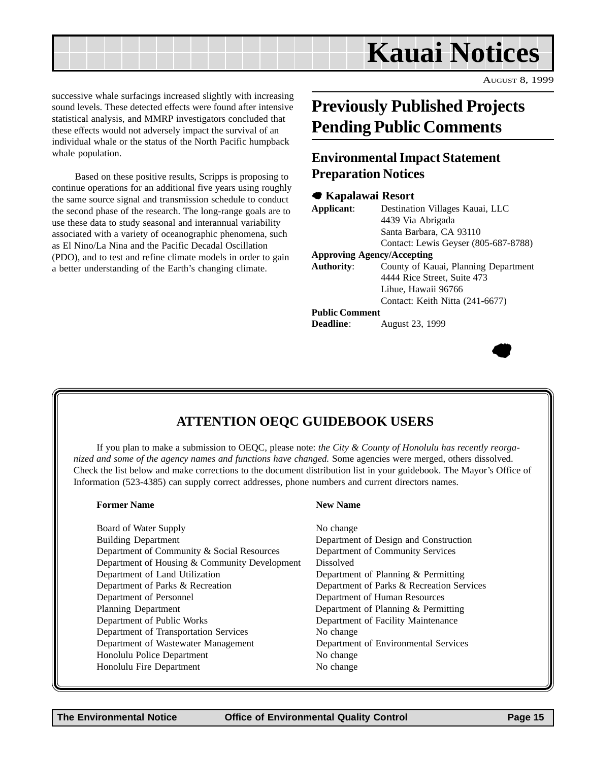successive whale surfacings increased slightly with increasing sound levels. These detected effects were found after intensive statistical analysis, and MMRP investigators concluded that these effects would not adversely impact the survival of an individual whale or the status of the North Pacific humpback whale population.

Based on these positive results, Scripps is proposing to continue operations for an additional five years using roughly the same source signal and transmission schedule to conduct the second phase of the research. The long-range goals are to use these data to study seasonal and interannual variability associated with a variety of oceanographic phenomena, such as El Nino/La Nina and the Pacific Decadal Oscillation (PDO), and to test and refine climate models in order to gain a better understanding of the Earth's changing climate.

# Previously Published Projects Pending Public Comments

## Environmental Impact Statement Preparation Notices

### Kapalawai Resort

**Applicant**: Destination Villages Kauai, LLC
4439 Via Abrigada
Santa Barbara, CA 93110
Contact: Lewis Geyser (805-687-8788)

**Approving Agency/Accepting Authority**: County of Kauai, Planning Department
4444 Rice Street, Suite 473
Lihue, Hawaii 96766
Contact: Keith Nitta (241-6677)

**Public Comment Deadline**: August 23, 1999

## ATTENTION OEQC GUIDEBOOK USERS

If you plan to make a submission to OEQC, please note: *the City & County of Honolulu has recently reorganized and some of the agency names and functions have changed.* Some agencies were merged, others dissolved. Check the list below and make corrections to the document distribution list in your guidebook. The Mayor's Office of Information (523-4385) can supply correct addresses, phone numbers and current directors names.

| Former Name | New Name |
|---|---|
| Board of Water Supply | No change |
| Building Department | Department of Design and Construction |
| Department of Community & Social Resources | Department of Community Services |
| Department of Housing & Community Development | Dissolved |
| Department of Land Utilization | Department of Planning & Permitting |
| Department of Parks & Recreation | Department of Parks & Recreation Services |
| Department of Personnel | Department of Human Resources |
| Planning Department | Department of Planning & Permitting |
| Department of Public Works | Department of Facility Maintenance |
| Department of Transportation Services | No change |
| Department of Wastewater Management | Department of Environmental Services |
| Honolulu Police Department | No change |
| Honolulu Fire Department | No change |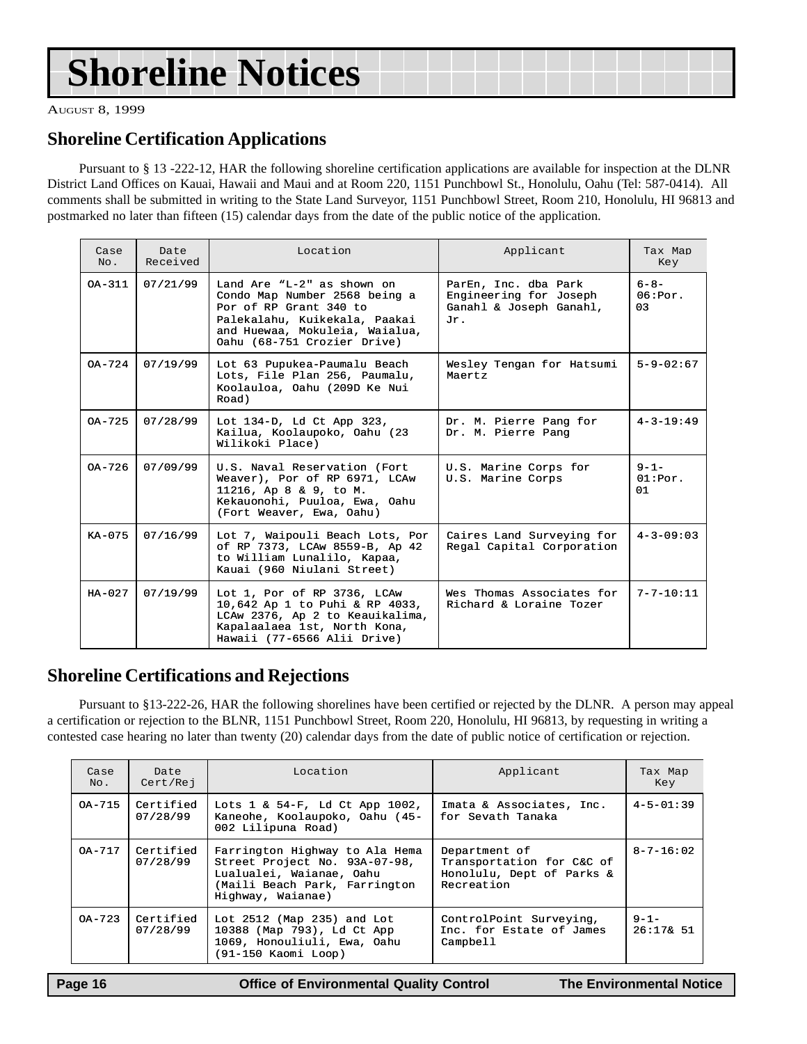# Shoreline Notices

AUGUST 8, 1999

## Shoreline Certification Applications

Pursuant to § 13 -222-12, HAR the following shoreline certification applications are available for inspection at the DLNR District Land Offices on Kauai, Hawaii and Maui and at Room 220, 1151 Punchbowl St., Honolulu, Oahu (Tel: 587-0414). All comments shall be submitted in writing to the State Land Surveyor, 1151 Punchbowl Street, Room 210, Honolulu, HI 96813 and postmarked no later than fifteen (15) calendar days from the date of the public notice of the application.

| Case No. | Date Received | Location | Applicant | Tax Map Key |
|---|---|---|---|---|
| OA-311 | 07/21/99 | Land Are "L-2" as shown on Condo Map Number 2568 being a Por of RP Grant 340 to Palekalahu, Kuikekala, Paakai and Huewaa, Mokuleia, Waialua, Oahu (68-751 Crozier Drive) | ParEn, Inc. dba Park Engineering for Joseph Ganahl & Joseph Ganahl, Jr. | 6-8-06:Por. 03 |
| OA-724 | 07/19/99 | Lot 63 Pupukea-Paumalu Beach Lots, File Plan 256, Paumalu, Koolauloa, Oahu (209D Ke Nui Road) | Wesley Tengan for Hatsumi Maertz | 5-9-02:67 |
| OA-725 | 07/28/99 | Lot 134-D, Ld Ct App 323, Kailua, Koolaupoko, Oahu (23 Wilikoki Place) | Dr. M. Pierre Pang for Dr. M. Pierre Pang | 4-3-19:49 |
| OA-726 | 07/09/99 | U.S. Naval Reservation (Fort Weaver), Por of RP 6971, LCAw 11216, Ap 8 & 9, to M. Kekauonohi, Puuloa, Ewa, Oahu (Fort Weaver, Ewa, Oahu) | U.S. Marine Corps for U.S. Marine Corps | 9-1-01:Por. 01 |
| KA-075 | 07/16/99 | Lot 7, Waipouli Beach Lots, Por of RP 7373, LCAw 8559-B, Ap 42 to William Lunalilo, Kapaa, Kauai (960 Niulani Street) | Caires Land Surveying for Regal Capital Corporation | 4-3-09:03 |
| HA-027 | 07/19/99 | Lot 1, Por of RP 3736, LCAw 10,642 Ap 1 to Puhi & RP 4033, LCAw 2376, Ap 2 to Keauikalima, Kapalaalaea 1st, North Kona, Hawaii (77-6566 Alii Drive) | Wes Thomas Associates for Richard & Loraine Tozer | 7-7-10:11 |

## Shoreline Certifications and Rejections

Pursuant to §13-222-26, HAR the following shorelines have been certified or rejected by the DLNR. A person may appeal a certification or rejection to the BLNR, 1151 Punchbowl Street, Room 220, Honolulu, HI 96813, by requesting in writing a contested case hearing no later than twenty (20) calendar days from the date of public notice of certification or rejection.

| Case No. | Date Cert/Rej | Location | Applicant | Tax Map Key |
|---|---|---|---|---|
| OA-715 | Certified 07/28/99 | Lots 1 & 54-F, Ld Ct App 1002, Kaneohe, Koolaupoko, Oahu (45-002 Lilipuna Road) | Imata & Associates, Inc. for Sevath Tanaka | 4-5-01:39 |
| OA-717 | Certified 07/28/99 | Farrington Highway to Ala Hema Street Project No. 93A-07-98, Lualualei, Waianae, Oahu (Maili Beach Park, Farrington Highway, Waianae) | Department of Transportation for C&C of Honolulu, Dept of Parks & Recreation | 8-7-16:02 |
| OA-723 | Certified 07/28/99 | Lot 2512 (Map 235) and Lot 10388 (Map 793), Ld Ct App 1069, Honouliuli, Ewa, Oahu (91-150 Kaomi Loop) | ControlPoint Surveying, Inc. for Estate of James Campbell | 9-1-26:17& 51 |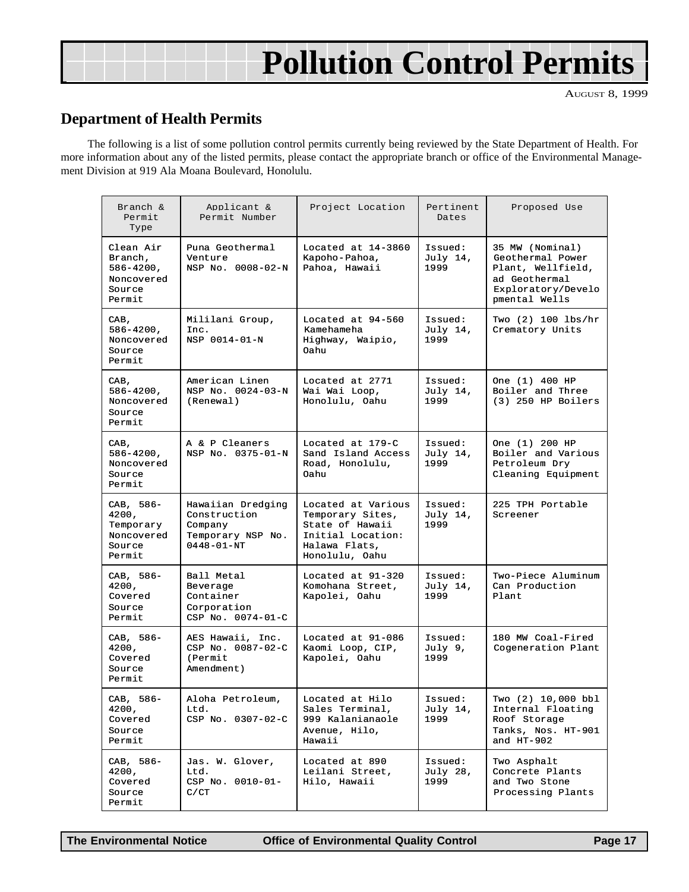# Pollution Control Permits

AUGUST 8, 1999

## Department of Health Permits

The following is a list of some pollution control permits currently being reviewed by the State Department of Health. For more information about any of the listed permits, please contact the appropriate branch or office of the Environmental Management Division at 919 Ala Moana Boulevard, Honolulu.

| Branch & Permit Type | Applicant & Permit Number | Project Location | Pertinent Dates | Proposed Use |
|---|---|---|---|---|
| Clean Air Branch, 586-4200, Noncovered Source Permit | Puna Geothermal Venture NSP No. 0008-02-N | Located at 14-3860 Kapoho-Pahoa, Pahoa, Hawaii | Issued: July 14, 1999 | 35 MW (Nominal) Geothermal Power Plant, Wellfield, ad Geothermal Exploratory/Developmental Wells |
| CAB, 586-4200, Noncovered Source Permit | Mililani Group, Inc. NSP 0014-01-N | Located at 94-560 Kamehameha Highway, Waipio, Oahu | Issued: July 14, 1999 | Two (2) 100 lbs/hr Crematory Units |
| CAB, 586-4200, Noncovered Source Permit | American Linen NSP No. 0024-03-N (Renewal) | Located at 2771 Wai Wai Loop, Honolulu, Oahu | Issued: July 14, 1999 | One (1) 400 HP Boiler and Three (3) 250 HP Boilers |
| CAB, 586-4200, Noncovered Source Permit | A & P Cleaners NSP No. 0375-01-N | Located at 179-C Sand Island Access Road, Honolulu, Oahu | Issued: July 14, 1999 | One (1) 200 HP Boiler and Various Petroleum Dry Cleaning Equipment |
| CAB, 586-4200, Temporary Noncovered Source Permit | Hawaiian Dredging Construction Company Temporary NSP No. 0448-01-NT | Located at Various Temporary Sites, State of Hawaii Initial Location: Halawa Flats, Honolulu, Oahu | Issued: July 14, 1999 | 225 TPH Portable Screener |
| CAB, 586-4200, Covered Source Permit | Ball Metal Beverage Container Corporation CSP No. 0074-01-C | Located at 91-320 Komohana Street, Kapolei, Oahu | Issued: July 14, 1999 | Two-Piece Aluminum Can Production Plant |
| CAB, 586-4200, Covered Source Permit | AES Hawaii, Inc. CSP No. 0087-02-C (Permit Amendment) | Located at 91-086 Kaomi Loop, CIP, Kapolei, Oahu | Issued: July 9, 1999 | 180 MW Coal-Fired Cogeneration Plant |
| CAB, 586-4200, Covered Source Permit | Aloha Petroleum, Ltd. CSP No. 0307-02-C | Located at Hilo Sales Terminal, 999 Kalanianaole Avenue, Hilo, Hawaii | Issued: July 14, 1999 | Two (2) 10,000 bbl Internal Floating Roof Storage Tanks, Nos. HT-901 and HT-902 |
| CAB, 586-4200, Covered Source Permit | Jas. W. Glover, Ltd. CSP No. 0010-01-C/CT | Located at 890 Leilani Street, Hilo, Hawaii | Issued: July 28, 1999 | Two Asphalt Concrete Plants and Two Stone Processing Plants |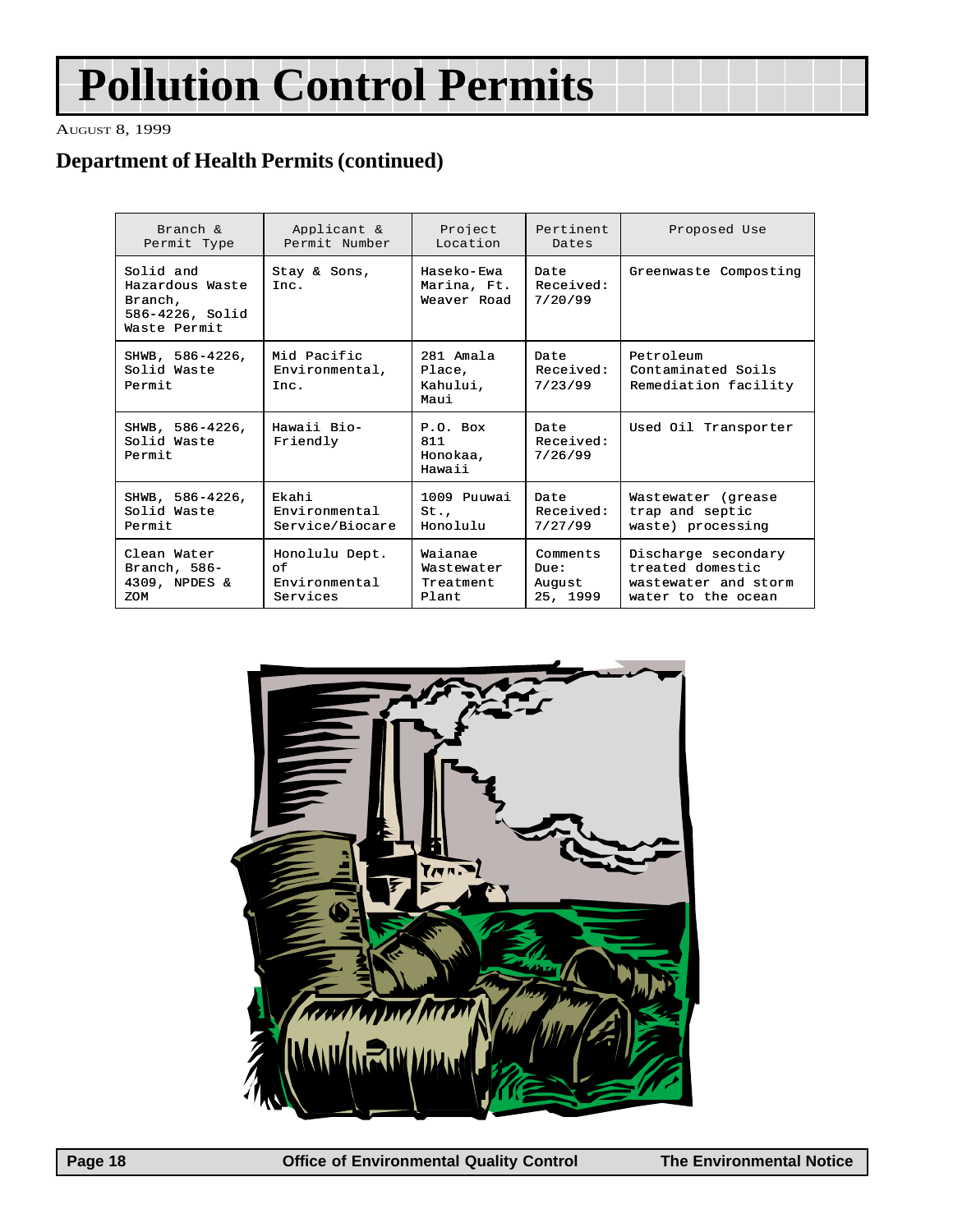# Pollution Control Permits

AUGUST 8, 1999

## Department of Health Permits (continued)

| Branch & Permit Type | Applicant & Permit Number | Project Location | Pertinent Dates | Proposed Use |
|---|---|---|---|---|
| Solid and Hazardous Waste Branch, 586-4226, Solid Waste Permit | Stay & Sons, Inc. | Haseko-Ewa Marina, Ft. Weaver Road | Date Received: 7/20/99 | Greenwaste Composting |
| SHWB, 586-4226, Solid Waste Permit | Mid Pacific Environmental, Inc. | 281 Amala Place, Kahului, Maui | Date Received: 7/23/99 | Petroleum Contaminated Soils Remediation facility |
| SHWB, 586-4226, Solid Waste Permit | Hawaii Bio-Friendly | P.O. Box 811 Honokaa, Hawaii | Date Received: 7/26/99 | Used Oil Transporter |
| SHWB, 586-4226, Solid Waste Permit | Ekahi Environmental Service/Biocare | 1009 Puuwai St., Honolulu | Date Received: 7/27/99 | Wastewater (grease trap and septic waste) processing |
| Clean Water Branch, 586-4309, NPDES & ZOM | Honolulu Dept. of Environmental Services | Waianae Wastewater Treatment Plant | Comments Due: August 25, 1999 | Discharge secondary treated domestic wastewater and storm water to the ocean |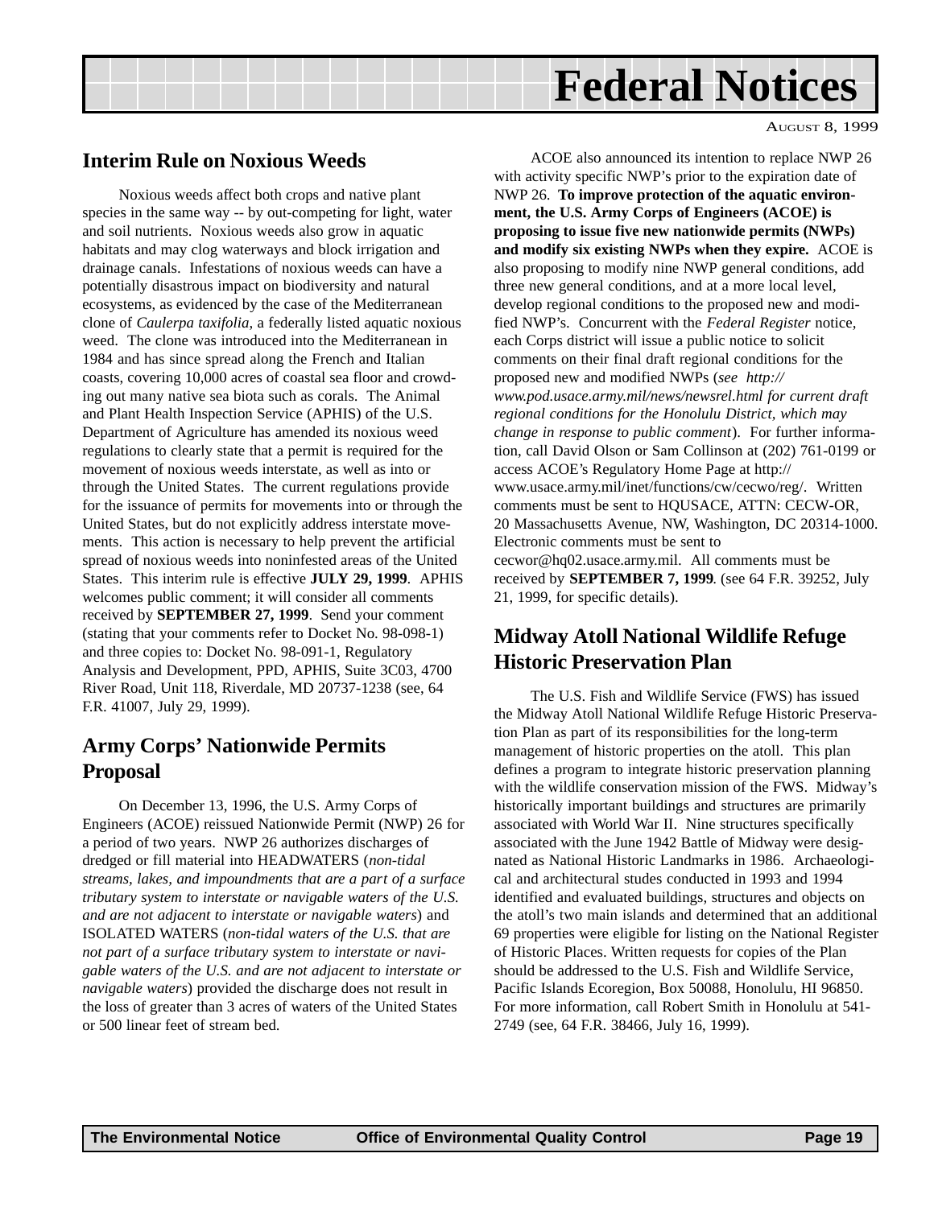# Federal Notices

AUGUST 8, 1999

## Interim Rule on Noxious Weeds

Noxious weeds affect both crops and native plant species in the same way -- by out-competing for light, water and soil nutrients. Noxious weeds also grow in aquatic habitats and may clog waterways and block irrigation and drainage canals. Infestations of noxious weeds can have a potentially disastrous impact on biodiversity and natural ecosystems, as evidenced by the case of the Mediterranean clone of *Caulerpa taxifolia*, a federally listed aquatic noxious weed. The clone was introduced into the Mediterranean in 1984 and has since spread along the French and Italian coasts, covering 10,000 acres of coastal sea floor and crowding out many native sea biota such as corals. The Animal and Plant Health Inspection Service (APHIS) of the U.S. Department of Agriculture has amended its noxious weed regulations to clearly state that a permit is required for the movement of noxious weeds interstate, as well as into or through the United States. The current regulations provide for the issuance of permits for movements into or through the United States, but do not explicitly address interstate movements. This action is necessary to help prevent the artificial spread of noxious weeds into noninfested areas of the United States. This interim rule is effective **JULY 29, 1999**. APHIS welcomes public comment; it will consider all comments received by **SEPTEMBER 27, 1999**. Send your comment (stating that your comments refer to Docket No. 98-098-1) and three copies to: Docket No. 98-091-1, Regulatory Analysis and Development, PPD, APHIS, Suite 3C03, 4700 River Road, Unit 118, Riverdale, MD 20737-1238 (see, 64 F.R. 41007, July 29, 1999).

## Army Corps' Nationwide Permits Proposal

On December 13, 1996, the U.S. Army Corps of Engineers (ACOE) reissued Nationwide Permit (NWP) 26 for a period of two years. NWP 26 authorizes discharges of dredged or fill material into HEADWATERS (*non-tidal streams, lakes, and impoundments that are a part of a surface tributary system to interstate or navigable waters of the U.S. and are not adjacent to interstate or navigable waters*) and ISOLATED WATERS (*non-tidal waters of the U.S. that are not part of a surface tributary system to interstate or navigable waters of the U.S. and are not adjacent to interstate or navigable waters*) provided the discharge does not result in the loss of greater than 3 acres of waters of the United States or 500 linear feet of stream bed.

ACOE also announced its intention to replace NWP 26 with activity specific NWP's prior to the expiration date of NWP 26. **To improve protection of the aquatic environment, the U.S. Army Corps of Engineers (ACOE) is proposing to issue five new nationwide permits (NWPs) and modify six existing NWPs when they expire.** ACOE is also proposing to modify nine NWP general conditions, add three new general conditions, and at a more local level, develop regional conditions to the proposed new and modified NWP's. Concurrent with the *Federal Register* notice, each Corps district will issue a public notice to solicit comments on their final draft regional conditions for the proposed new and modified NWPs (*see http://www.pod.usace.army.mil/news/newsrel.html for current draft regional conditions for the Honolulu District, which may change in response to public comment*). For further information, call David Olson or Sam Collinson at (202) 761-0199 or access ACOE's Regulatory Home Page at http://www.usace.army.mil/inet/functions/cw/cecwo/reg/. Written comments must be sent to HQUSACE, ATTN: CECW-OR, 20 Massachusetts Avenue, NW, Washington, DC 20314-1000. Electronic comments must be sent to cecwor@hq02.usace.army.mil. All comments must be received by **SEPTEMBER 7, 1999**. (see 64 F.R. 39252, July 21, 1999, for specific details).

## Midway Atoll National Wildlife Refuge Historic Preservation Plan

The U.S. Fish and Wildlife Service (FWS) has issued the Midway Atoll National Wildlife Refuge Historic Preservation Plan as part of its responsibilities for the long-term management of historic properties on the atoll. This plan defines a program to integrate historic preservation planning with the wildlife conservation mission of the FWS. Midway's historically important buildings and structures are primarily associated with World War II. Nine structures specifically associated with the June 1942 Battle of Midway were designated as National Historic Landmarks in 1986. Archaeological and architectural studes conducted in 1993 and 1994 identified and evaluated buildings, structures and objects on the atoll's two main islands and determined that an additional 69 properties were eligible for listing on the National Register of Historic Places. Written requests for copies of the Plan should be addressed to the U.S. Fish and Wildlife Service, Pacific Islands Ecoregion, Box 50088, Honolulu, HI 96850. For more information, call Robert Smith in Honolulu at 541-2749 (see, 64 F.R. 38466, July 16, 1999).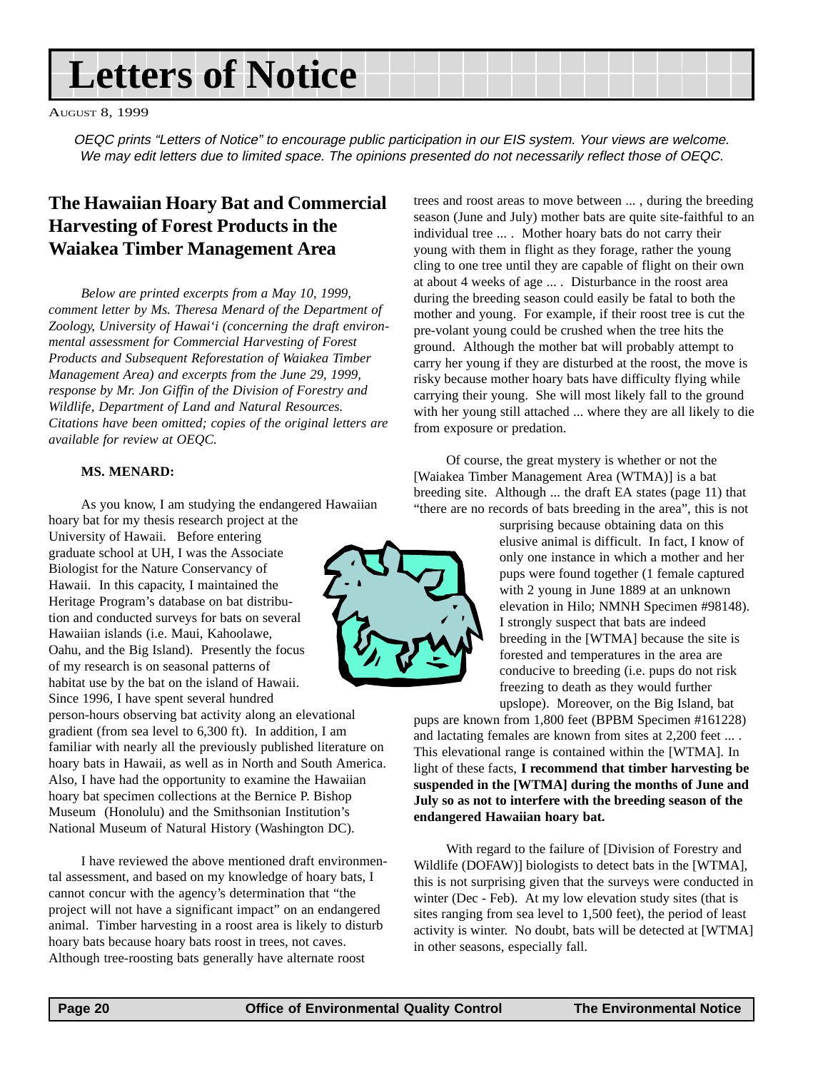# Letters of Notice

August 8, 1999

*OEQC prints "Letters of Notice" to encourage public participation in our EIS system. Your views are welcome. We may edit letters due to limited space. The opinions presented do not necessarily reflect those of OEQC.*

## The Hawaiian Hoary Bat and Commercial Harvesting of Forest Products in the Waiakea Timber Management Area

*Below are printed excerpts from a May 10, 1999, comment letter by Ms. Theresa Menard of the Department of Zoology, University of Hawai'i (concerning the draft environmental assessment for Commercial Harvesting of Forest Products and Subsequent Reforestation of Waiakea Timber Management Area) and excerpts from the June 29, 1999, response by Mr. Jon Giffin of the Division of Forestry and Wildlife, Department of Land and Natural Resources. Citations have been omitted; copies of the original letters are available for review at OEQC.*

**MS. MENARD:**

As you know, I am studying the endangered Hawaiian hoary bat for my thesis research project at the University of Hawaii. Before entering graduate school at UH, I was the Associate Biologist for the Nature Conservancy of Hawaii. In this capacity, I maintained the Heritage Program's database on bat distribution and conducted surveys for bats on several Hawaiian islands (i.e. Maui, Kahoolawe, Oahu, and the Big Island). Presently the focus of my research is on seasonal patterns of habitat use by the bat on the island of Hawaii. Since 1996, I have spent several hundred person-hours observing bat activity along an elevational gradient (from sea level to 6,300 ft). In addition, I am familiar with nearly all the previously published literature on hoary bats in Hawaii, as well as in North and South America. Also, I have had the opportunity to examine the Hawaiian hoary bat specimen collections at the Bernice P. Bishop Museum (Honolulu) and the Smithsonian Institution's National Museum of Natural History (Washington DC).

I have reviewed the above mentioned draft environmental assessment, and based on my knowledge of hoary bats, I cannot concur with the agency's determination that "the project will not have a significant impact" on an endangered animal. Timber harvesting in a roost area is likely to disturb hoary bats because hoary bats roost in trees, not caves. Although tree-roosting bats generally have alternate roost trees and roost areas to move between ... , during the breeding season (June and July) mother bats are quite site-faithful to an individual tree ... . Mother hoary bats do not carry their young with them in flight as they forage, rather the young cling to one tree until they are capable of flight on their own at about 4 weeks of age ... . Disturbance in the roost area during the breeding season could easily be fatal to both the mother and young. For example, if their roost tree is cut the pre-volant young could be crushed when the tree hits the ground. Although the mother bat will probably attempt to carry her young if they are disturbed at the roost, the move is risky because mother hoary bats have difficulty flying while carrying their young. She will most likely fall to the ground with her young still attached ... where they are all likely to die from exposure or predation.

Of course, the great mystery is whether or not the [Waiakea Timber Management Area (WTMA)] is a bat breeding site. Although ... the draft EA states (page 11) that "there are no records of bats breeding in the area", this is not surprising because obtaining data on this elusive animal is difficult. In fact, I know of only one instance in which a mother and her pups were found together (1 female captured with 2 young in June 1889 at an unknown elevation in Hilo; NMNH Specimen #98148). I strongly suspect that bats are indeed breeding in the [WTMA] because the site is forested and temperatures in the area are conducive to breeding (i.e. pups do not risk freezing to death as they would further upslope). Moreover, on the Big Island, bat pups are known from 1,800 feet (BPBM Specimen #161228) and lactating females are known from sites at 2,200 feet ... . This elevational range is contained within the [WTMA]. In light of these facts, **I recommend that timber harvesting be suspended in the [WTMA] during the months of June and July so as not to interfere with the breeding season of the endangered Hawaiian hoary bat.**

With regard to the failure of [Division of Forestry and Wildlife (DOFAW)] biologists to detect bats in the [WTMA], this is not surprising given that the surveys were conducted in winter (Dec - Feb). At my low elevation study sites (that is sites ranging from sea level to 1,500 feet), the period of least activity is winter. No doubt, bats will be detected at [WTMA] in other seasons, especially fall.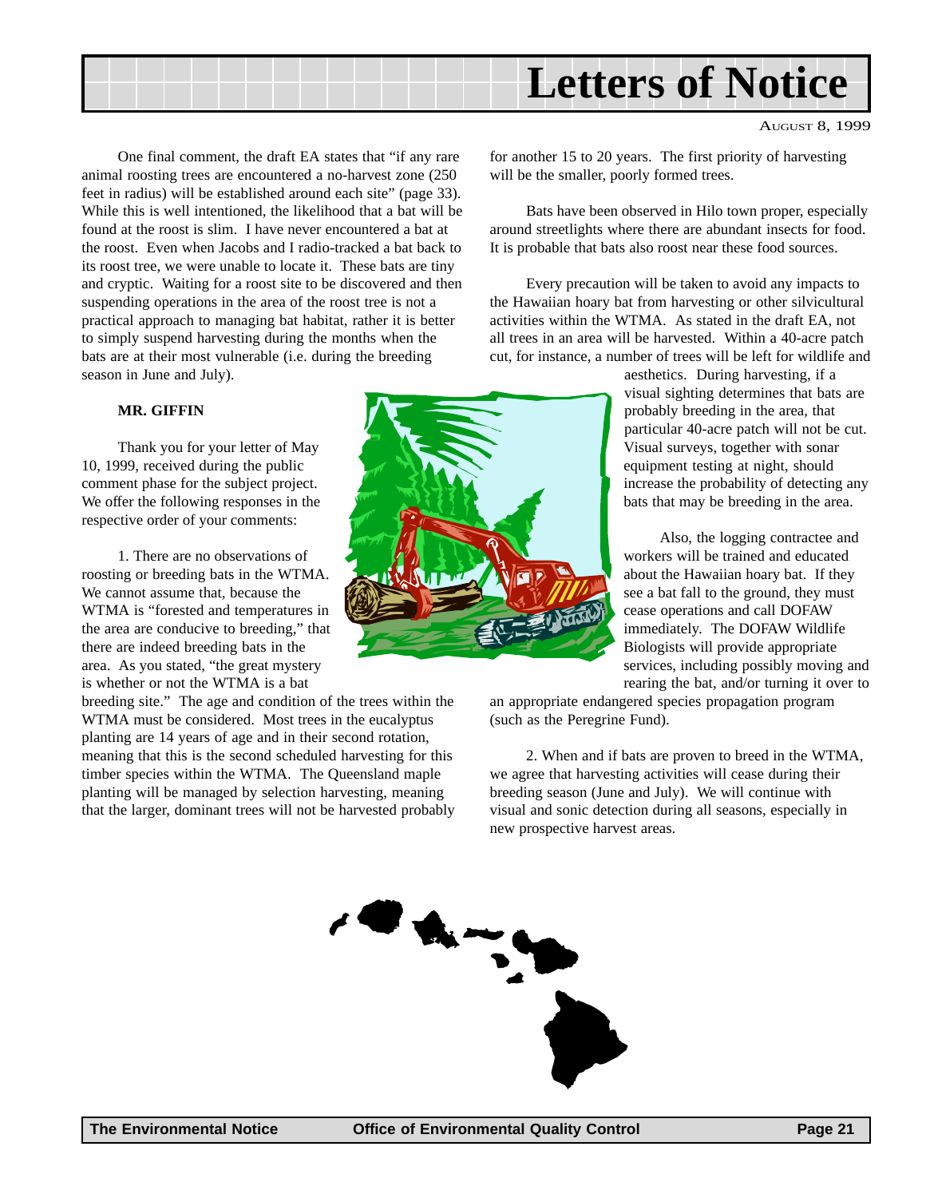One final comment, the draft EA states that "if any rare animal roosting trees are encountered a no-harvest zone (250 feet in radius) will be established around each site" (page 33). While this is well intentioned, the likelihood that a bat will be found at the roost is slim. I have never encountered a bat at the roost. Even when Jacobs and I radio-tracked a bat back to its roost tree, we were unable to locate it. These bats are tiny and cryptic. Waiting for a roost site to be discovered and then suspending operations in the area of the roost tree is not a practical approach to managing bat habitat, rather it is better to simply suspend harvesting during the months when the bats are at their most vulnerable (i.e. during the breeding season in June and July).

**MR. GIFFIN**

Thank you for your letter of May 10, 1999, received during the public comment phase for the subject project. We offer the following responses in the respective order of your comments:

1. There are no observations of roosting or breeding bats in the WTMA. We cannot assume that, because the WTMA is "forested and temperatures in the area are conducive to breeding," that there are indeed breeding bats in the area. As you stated, "the great mystery is whether or not the WTMA is a bat breeding site." The age and condition of the trees within the WTMA must be considered. Most trees in the eucalyptus planting are 14 years of age and in their second rotation, meaning that this is the second scheduled harvesting for this timber species within the WTMA. The Queensland maple planting will be managed by selection harvesting, meaning that the larger, dominant trees will not be harvested probably for another 15 to 20 years. The first priority of harvesting will be the smaller, poorly formed trees.

Bats have been observed in Hilo town proper, especially around streetlights where there are abundant insects for food. It is probable that bats also roost near these food sources.

Every precaution will be taken to avoid any impacts to the Hawaiian hoary bat from harvesting or other silvicultural activities within the WTMA. As stated in the draft EA, not all trees in an area will be harvested. Within a 40-acre patch cut, for instance, a number of trees will be left for wildlife and aesthetics. During harvesting, if a visual sighting determines that bats are probably breeding in the area, that particular 40-acre patch will not be cut. Visual surveys, together with sonar equipment testing at night, should increase the probability of detecting any bats that may be breeding in the area.

Also, the logging contractee and workers will be trained and educated about the Hawaiian hoary bat. If they see a bat fall to the ground, they must cease operations and call DOFAW immediately. The DOFAW Wildlife Biologists will provide appropriate services, including possibly moving and rearing the bat, and/or turning it over to an appropriate endangered species propagation program (such as the Peregrine Fund).

2. When and if bats are proven to breed in the WTMA, we agree that harvesting activities will cease during their breeding season (June and July). We will continue with visual and sonic detection during all seasons, especially in new prospective harvest areas.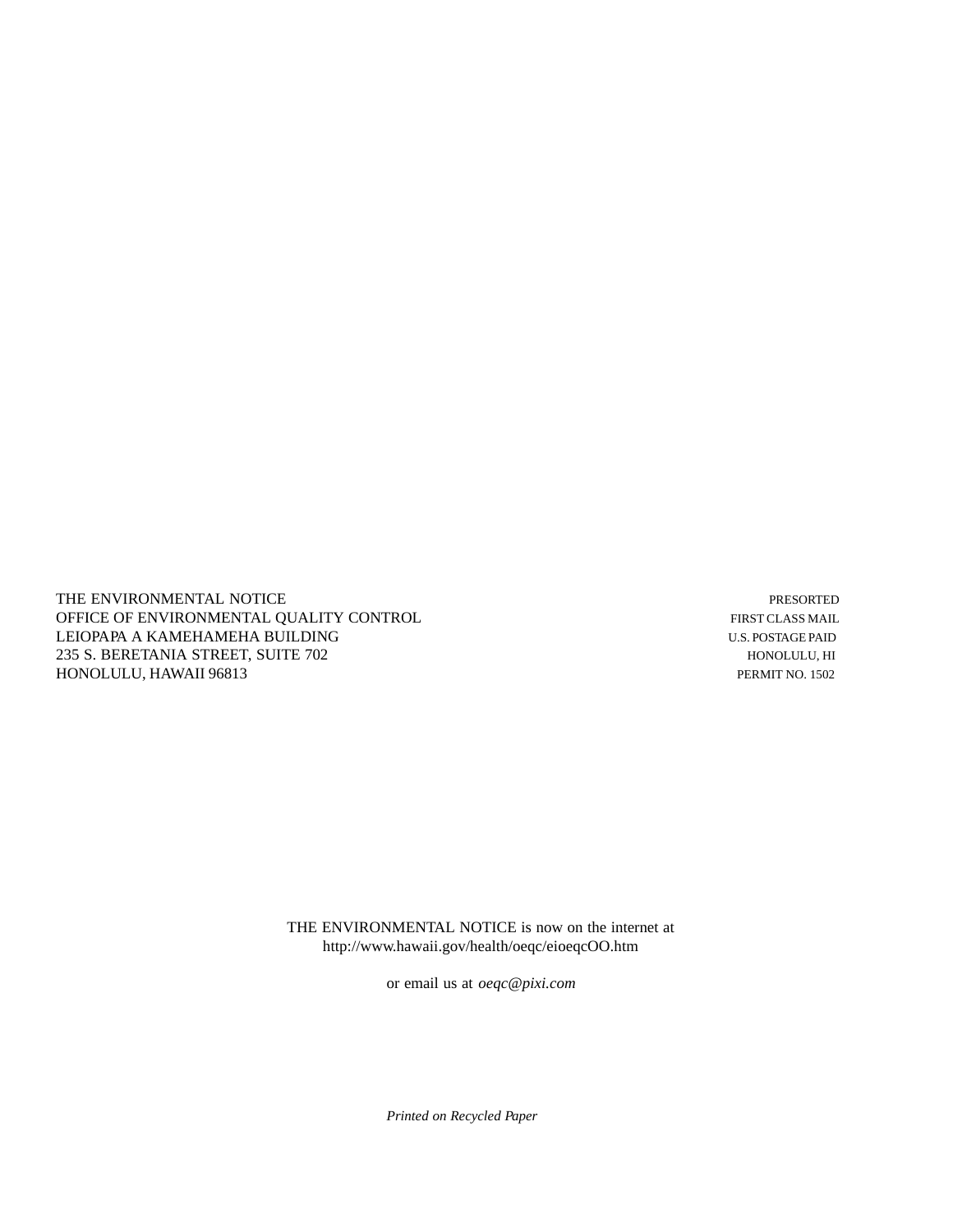THE ENVIRONMENTAL NOTICE
OFFICE OF ENVIRONMENTAL QUALITY CONTROL
LEIOPAPA A KAMEHAMEHA BUILDING
235 S. BERETANIA STREET, SUITE 702
HONOLULU, HAWAII 96813

PRESORTED
FIRST CLASS MAIL
U.S. POSTAGE PAID
HONOLULU, HI
PERMIT NO. 1502

THE ENVIRONMENTAL NOTICE is now on the internet at
http://www.hawaii.gov/health/oeqc/eioeqcOO.htm

or email us at *oeqc@pixi.com*

*Printed on Recycled Paper*